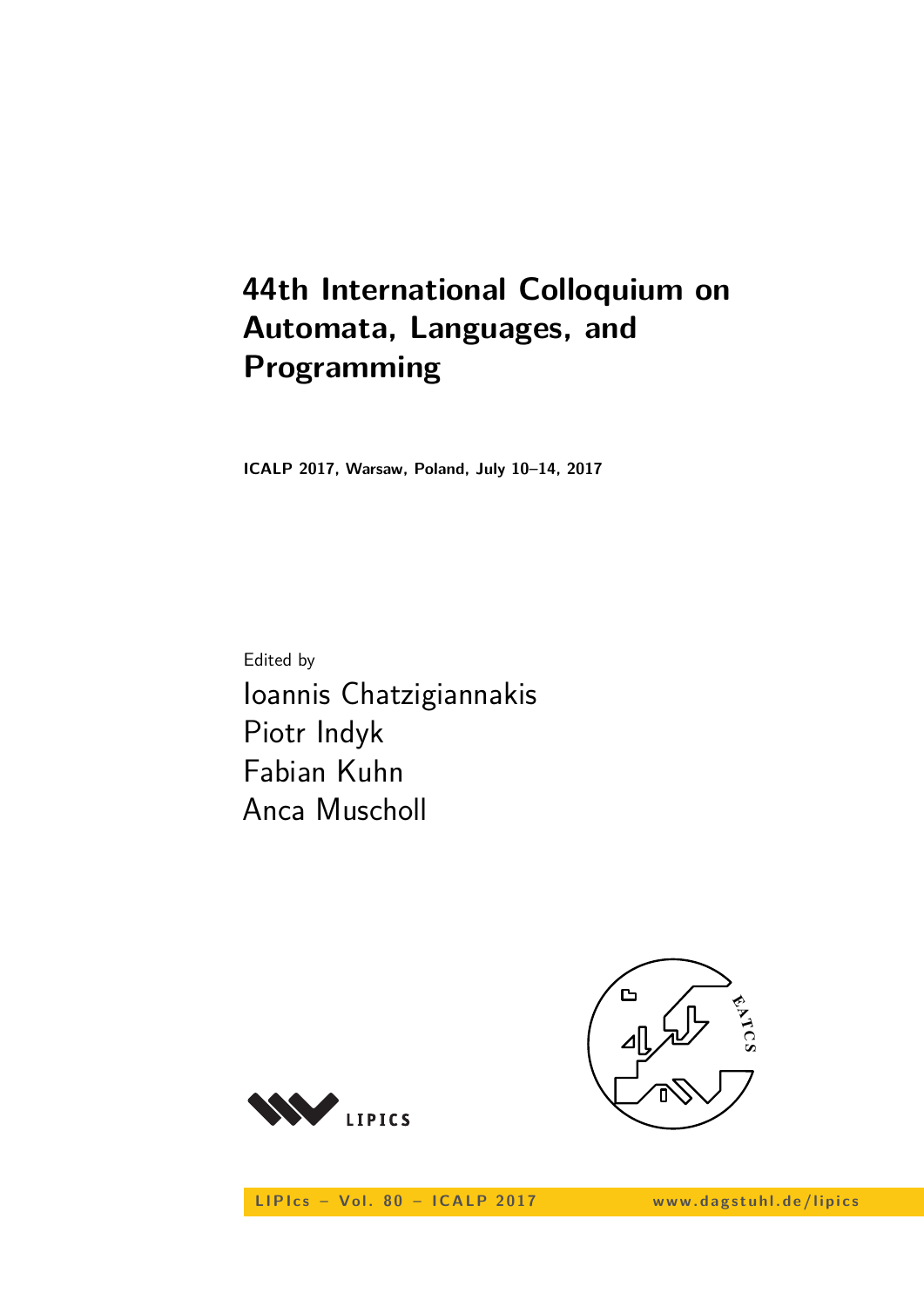# 44th International Colloquium on Automata, Languages, and Programming

**ICALP 2017, Warsaw, Poland, July 10–14, 2017**

Edited by

Ioannis Chatzigiannakis
Piotr Indyk
Fabian Kuhn
Anca Muscholl

LIPIcs – Vol. 80 – ICALP 2017 www.dagstuhl.de/lipics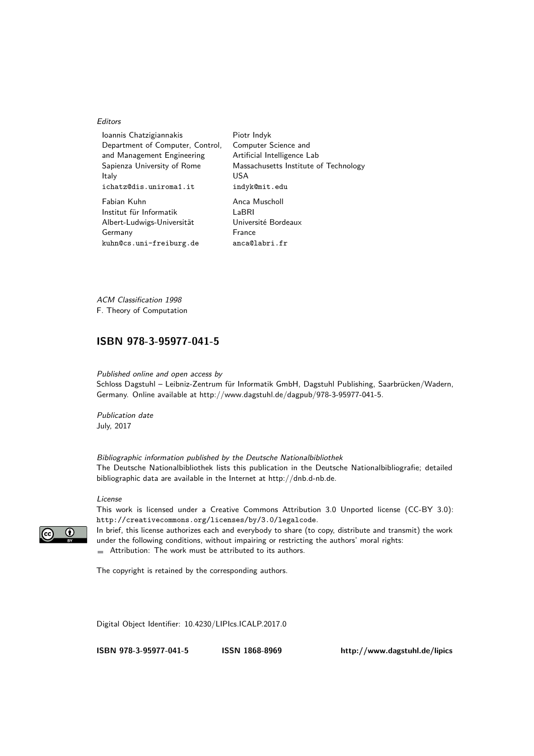*Editors*

Ioannis Chatzigiannakis
Department of Computer, Control,
and Management Engineering
Sapienza University of Rome
Italy
ichatz@dis.uniroma1.it

Piotr Indyk
Computer Science and
Artificial Intelligence Lab
Massachusetts Institute of Technology
USA
indyk@mit.edu

Fabian Kuhn
Institut für Informatik
Albert-Ludwigs-Universität
Germany
kuhn@cs.uni-freiburg.de

Anca Muscholl
LaBRI
Université Bordeaux
France
anca@labri.fr

*ACM Classification 1998*
F. Theory of Computation

## ISBN 978-3-95977-041-5

*Published online and open access by*
Schloss Dagstuhl – Leibniz-Zentrum für Informatik GmbH, Dagstuhl Publishing, Saarbrücken/Wadern, Germany. Online available at http://www.dagstuhl.de/dagpub/978-3-95977-041-5.

*Publication date*
July, 2017

*Bibliographic information published by the Deutsche Nationalbibliothek*
The Deutsche Nationalbibliothek lists this publication in the Deutsche Nationalbibliografie; detailed bibliographic data are available in the Internet at http://dnb.d-nb.de.

*License*
This work is licensed under a Creative Commons Attribution 3.0 Unported license (CC-BY 3.0): http://creativecommons.org/licenses/by/3.0/legalcode.
In brief, this license authorizes each and everybody to share (to copy, distribute and transmit) the work under the following conditions, without impairing or restricting the authors' moral rights:

- Attribution: The work must be attributed to its authors.

The copyright is retained by the corresponding authors.

Digital Object Identifier: 10.4230/LIPIcs.ICALP.2017.0

**ISBN 978-3-95977-041-5** **ISSN 1868-8969** **http://www.dagstuhl.de/lipics**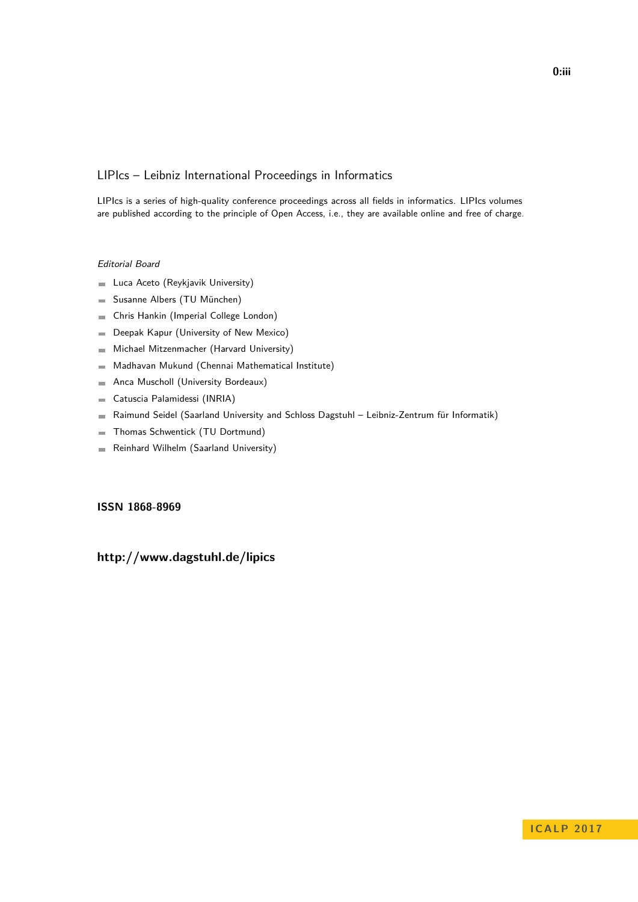## LIPIcs – Leibniz International Proceedings in Informatics

LIPIcs is a series of high-quality conference proceedings across all fields in informatics. LIPIcs volumes are published according to the principle of Open Access, i.e., they are available online and free of charge.

*Editorial Board*

- Luca Aceto (Reykjavik University)
- Susanne Albers (TU München)
- Chris Hankin (Imperial College London)
- Deepak Kapur (University of New Mexico)
- Michael Mitzenmacher (Harvard University)
- Madhavan Mukund (Chennai Mathematical Institute)
- Anca Muscholl (University Bordeaux)
- Catuscia Palamidessi (INRIA)
- Raimund Seidel (Saarland University and Schloss Dagstuhl – Leibniz-Zentrum für Informatik)
- Thomas Schwentick (TU Dortmund)
- Reinhard Wilhelm (Saarland University)

**ISSN 1868-8969**

**http://www.dagstuhl.de/lipics**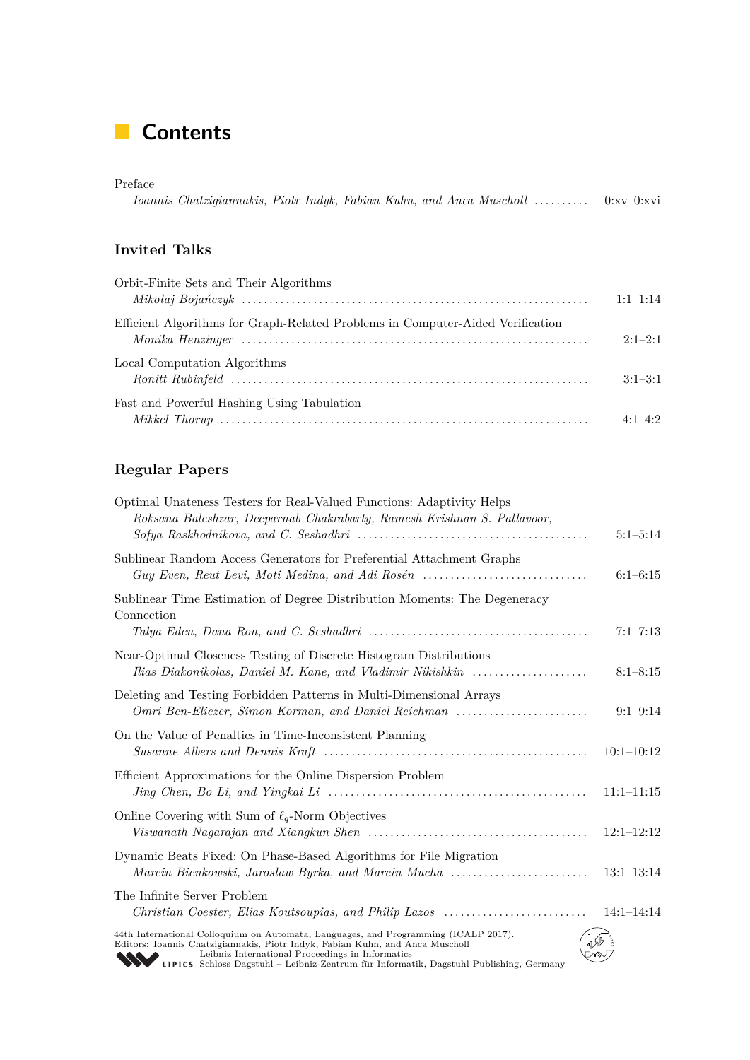# Contents

Preface
*Ioannis Chatzigiannakis, Piotr Indyk, Fabian Kuhn, and Anca Muscholl* .......... 0:xv–0:xvi

## Invited Talks

Orbit-Finite Sets and Their Algorithms
*Mikołaj Bojańczyk* .......... 1:1–1:14

Efficient Algorithms for Graph-Related Problems in Computer-Aided Verification
*Monika Henzinger* .......... 2:1–2:1

Local Computation Algorithms
*Ronitt Rubinfeld* .......... 3:1–3:1

Fast and Powerful Hashing Using Tabulation
*Mikkel Thorup* .......... 4:1–4:2

## Regular Papers

Optimal Unateness Testers for Real-Valued Functions: Adaptivity Helps
*Roksana Baleshzar, Deeparnab Chakrabarty, Ramesh Krishnan S. Pallavoor, Sofya Raskhodnikova, and C. Seshadhri* .......... 5:1–5:14

Sublinear Random Access Generators for Preferential Attachment Graphs
*Guy Even, Reut Levi, Moti Medina, and Adi Rosén* .......... 6:1–6:15

Sublinear Time Estimation of Degree Distribution Moments: The Degeneracy Connection
*Talya Eden, Dana Ron, and C. Seshadhri* .......... 7:1–7:13

Near-Optimal Closeness Testing of Discrete Histogram Distributions
*Ilias Diakonikolas, Daniel M. Kane, and Vladimir Nikishkin* .......... 8:1–8:15

Deleting and Testing Forbidden Patterns in Multi-Dimensional Arrays
*Omri Ben-Eliezer, Simon Korman, and Daniel Reichman* .......... 9:1–9:14

On the Value of Penalties in Time-Inconsistent Planning
*Susanne Albers and Dennis Kraft* .......... 10:1–10:12

Efficient Approximations for the Online Dispersion Problem
*Jing Chen, Bo Li, and Yingkai Li* .......... 11:1–11:15

Online Covering with Sum of $\ell_q$-Norm Objectives
*Viswanath Nagarajan and Xiangkun Shen* .......... 12:1–12:12

Dynamic Beats Fixed: On Phase-Based Algorithms for File Migration
*Marcin Bienkowski, Jarosław Byrka, and Marcin Mucha* .......... 13:1–13:14

The Infinite Server Problem
*Christian Coester, Elias Koutsoupias, and Philip Lazos* .......... 14:1–14:14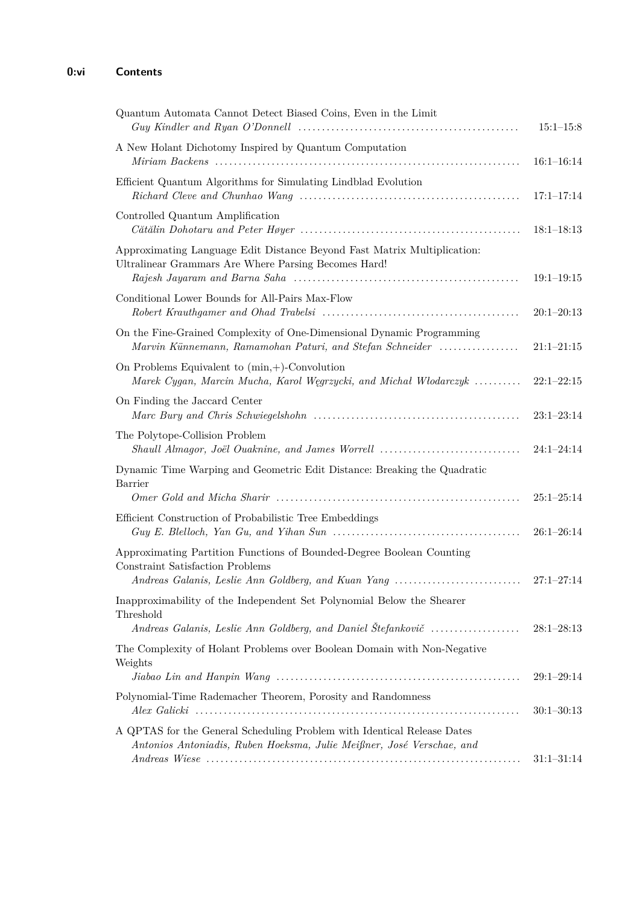Quantum Automata Cannot Detect Biased Coins, Even in the Limit
*Guy Kindler and Ryan O'Donnell* ..... 15:1–15:8

A New Holant Dichotomy Inspired by Quantum Computation
*Miriam Backens* ..... 16:1–16:14

Efficient Quantum Algorithms for Simulating Lindblad Evolution
*Richard Cleve and Chunhao Wang* ..... 17:1–17:14

Controlled Quantum Amplification
*Cătălin Dohotaru and Peter Høyer* ..... 18:1–18:13

Approximating Language Edit Distance Beyond Fast Matrix Multiplication: Ultralinear Grammars Are Where Parsing Becomes Hard!
*Rajesh Jayaram and Barna Saha* ..... 19:1–19:15

Conditional Lower Bounds for All-Pairs Max-Flow
*Robert Krauthgamer and Ohad Trabelsi* ..... 20:1–20:13

On the Fine-Grained Complexity of One-Dimensional Dynamic Programming
*Marvin Künnemann, Ramamohan Paturi, and Stefan Schneider* ..... 21:1–21:15

On Problems Equivalent to (min,+)-Convolution
*Marek Cygan, Marcin Mucha, Karol Węgrzycki, and Michał Włodarczyk* ..... 22:1–22:15

On Finding the Jaccard Center
*Marc Bury and Chris Schwiegelshohn* ..... 23:1–23:14

The Polytope-Collision Problem
*Shaull Almagor, Joël Ouaknine, and James Worrell* ..... 24:1–24:14

Dynamic Time Warping and Geometric Edit Distance: Breaking the Quadratic Barrier
*Omer Gold and Micha Sharir* ..... 25:1–25:14

Efficient Construction of Probabilistic Tree Embeddings
*Guy E. Blelloch, Yan Gu, and Yihan Sun* ..... 26:1–26:14

Approximating Partition Functions of Bounded-Degree Boolean Counting Constraint Satisfaction Problems
*Andreas Galanis, Leslie Ann Goldberg, and Kuan Yang* ..... 27:1–27:14

Inapproximability of the Independent Set Polynomial Below the Shearer Threshold
*Andreas Galanis, Leslie Ann Goldberg, and Daniel Štefankovič* ..... 28:1–28:13

The Complexity of Holant Problems over Boolean Domain with Non-Negative Weights
*Jiabao Lin and Hanpin Wang* ..... 29:1–29:14

Polynomial-Time Rademacher Theorem, Porosity and Randomness
*Alex Galicki* ..... 30:1–30:13

A QPTAS for the General Scheduling Problem with Identical Release Dates
*Antonios Antoniadis, Ruben Hoeksma, Julie Meißner, José Verschae, and Andreas Wiese* ..... 31:1–31:14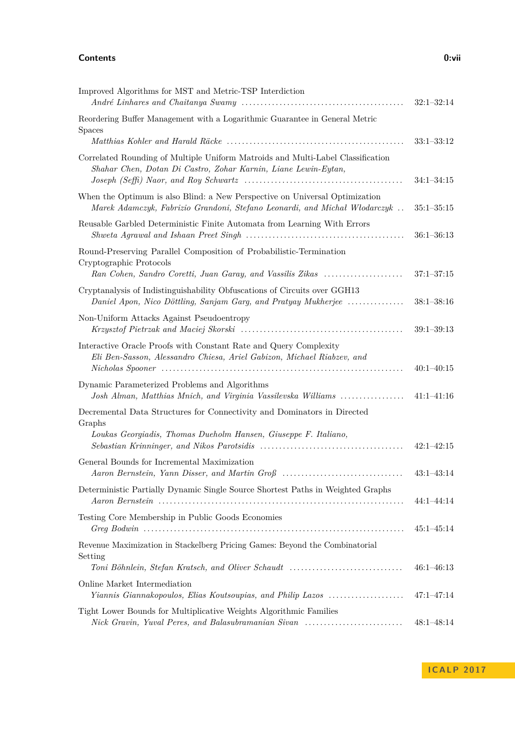Improved Algorithms for MST and Metric-TSP Interdiction
*André Linhares and Chaitanya Swamy* .......... 32:1–32:14

Reordering Buffer Management with a Logarithmic Guarantee in General Metric Spaces
*Matthias Kohler and Harald Räcke* .......... 33:1–33:12

Correlated Rounding of Multiple Uniform Matroids and Multi-Label Classification
*Shahar Chen, Dotan Di Castro, Zohar Karnin, Liane Lewin-Eytan, Joseph (Seffi) Naor, and Roy Schwartz* .......... 34:1–34:15

When the Optimum is also Blind: a New Perspective on Universal Optimization
*Marek Adamczyk, Fabrizio Grandoni, Stefano Leonardi, and Michał Włodarczyk* .. 35:1–35:15

Reusable Garbled Deterministic Finite Automata from Learning With Errors
*Shweta Agrawal and Ishaan Preet Singh* .......... 36:1–36:13

Round-Preserving Parallel Composition of Probabilistic-Termination Cryptographic Protocols
*Ran Cohen, Sandro Coretti, Juan Garay, and Vassilis Zikas* .......... 37:1–37:15

Cryptanalysis of Indistinguishability Obfuscations of Circuits over GGH13
*Daniel Apon, Nico Döttling, Sanjam Garg, and Pratyay Mukherjee* .......... 38:1–38:16

Non-Uniform Attacks Against Pseudoentropy
*Krzysztof Pietrzak and Maciej Skorski* .......... 39:1–39:13

Interactive Oracle Proofs with Constant Rate and Query Complexity
*Eli Ben-Sasson, Alessandro Chiesa, Ariel Gabizon, Michael Riabzev, and Nicholas Spooner* .......... 40:1–40:15

Dynamic Parameterized Problems and Algorithms
*Josh Alman, Matthias Mnich, and Virginia Vassilevska Williams* .......... 41:1–41:16

Decremental Data Structures for Connectivity and Dominators in Directed Graphs
*Loukas Georgiadis, Thomas Dueholm Hansen, Giuseppe F. Italiano, Sebastian Krinninger, and Nikos Parotsidis* .......... 42:1–42:15

General Bounds for Incremental Maximization
*Aaron Bernstein, Yann Disser, and Martin Groß* .......... 43:1–43:14

Deterministic Partially Dynamic Single Source Shortest Paths in Weighted Graphs
*Aaron Bernstein* .......... 44:1–44:14

Testing Core Membership in Public Goods Economies
*Greg Bodwin* .......... 45:1–45:14

Revenue Maximization in Stackelberg Pricing Games: Beyond the Combinatorial Setting
*Toni Böhnlein, Stefan Kratsch, and Oliver Schaudt* .......... 46:1–46:13

Online Market Intermediation
*Yiannis Giannakopoulos, Elias Koutsoupias, and Philip Lazos* .......... 47:1–47:14

Tight Lower Bounds for Multiplicative Weights Algorithmic Families
*Nick Gravin, Yuval Peres, and Balasubramanian Sivan* .......... 48:1–48:14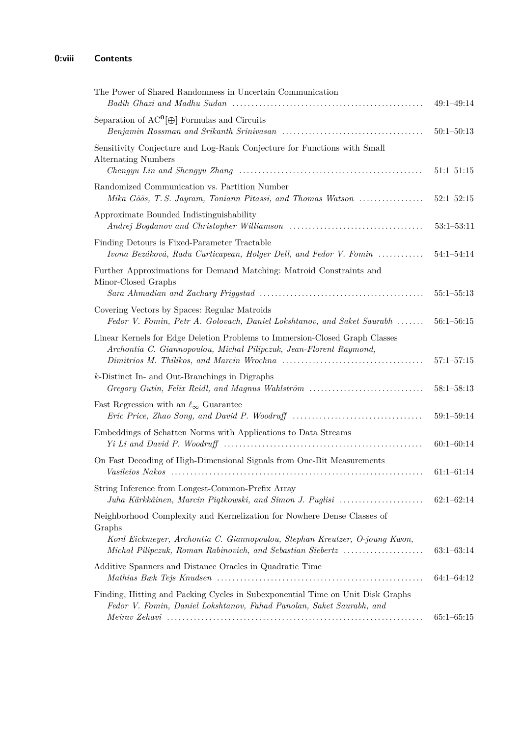The Power of Shared Randomness in Uncertain Communication
*Badih Ghazi and Madhu Sudan* ..... 49:1–49:14

Separation of $AC^0[\oplus]$ Formulas and Circuits
*Benjamin Rossman and Srikanth Srinivasan* ..... 50:1–50:13

Sensitivity Conjecture and Log-Rank Conjecture for Functions with Small Alternating Numbers
*Chengyu Lin and Shengyu Zhang* ..... 51:1–51:15

Randomized Communication vs. Partition Number
*Mika Göös, T. S. Jayram, Toniann Pitassi, and Thomas Watson* ..... 52:1–52:15

Approximate Bounded Indistinguishability
*Andrej Bogdanov and Christopher Williamson* ..... 53:1–53:11

Finding Detours is Fixed-Parameter Tractable
*Ivona Bezáková, Radu Curticapean, Holger Dell, and Fedor V. Fomin* ..... 54:1–54:14

Further Approximations for Demand Matching: Matroid Constraints and Minor-Closed Graphs
*Sara Ahmadian and Zachary Friggstad* ..... 55:1–55:13

Covering Vectors by Spaces: Regular Matroids
*Fedor V. Fomin, Petr A. Golovach, Daniel Lokshtanov, and Saket Saurabh* ..... 56:1–56:15

Linear Kernels for Edge Deletion Problems to Immersion-Closed Graph Classes
*Archontia C. Giannopoulou, Michał Pilipczuk, Jean-Florent Raymond, Dimitrios M. Thilikos, and Marcin Wrochna* ..... 57:1–57:15

$k$-Distinct In- and Out-Branchings in Digraphs
*Gregory Gutin, Felix Reidl, and Magnus Wahlström* ..... 58:1–58:13

Fast Regression with an $\ell_\infty$ Guarantee
*Eric Price, Zhao Song, and David P. Woodruff* ..... 59:1–59:14

Embeddings of Schatten Norms with Applications to Data Streams
*Yi Li and David P. Woodruff* ..... 60:1–60:14

On Fast Decoding of High-Dimensional Signals from One-Bit Measurements
*Vasileios Nakos* ..... 61:1–61:14

String Inference from Longest-Common-Prefix Array
*Juha Kärkkäinen, Marcin Piątkowski, and Simon J. Puglisi* ..... 62:1–62:14

Neighborhood Complexity and Kernelization for Nowhere Dense Classes of Graphs
*Kord Eickmeyer, Archontia C. Giannopoulou, Stephan Kreutzer, O-joung Kwon, Michał Pilipczuk, Roman Rabinovich, and Sebastian Siebertz* ..... 63:1–63:14

Additive Spanners and Distance Oracles in Quadratic Time
*Mathias Bæk Tejs Knudsen* ..... 64:1–64:12

Finding, Hitting and Packing Cycles in Subexponential Time on Unit Disk Graphs
*Fedor V. Fomin, Daniel Lokshtanov, Fahad Panolan, Saket Saurabh, and Meirav Zehavi* ..... 65:1–65:15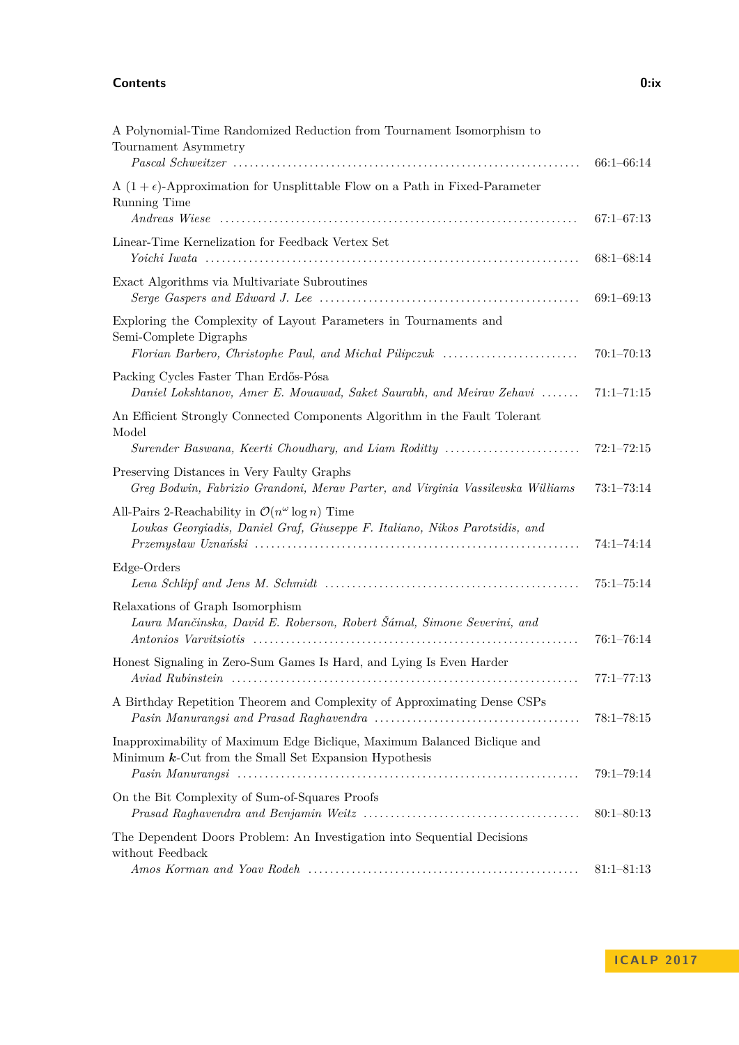## Contents

A Polynomial-Time Randomized Reduction from Tournament Isomorphism to Tournament Asymmetry
*Pascal Schweitzer* ........ 66:1–66:14

A $(1+\epsilon)$-Approximation for Unsplittable Flow on a Path in Fixed-Parameter Running Time
*Andreas Wiese* ........ 67:1–67:13

Linear-Time Kernelization for Feedback Vertex Set
*Yoichi Iwata* ........ 68:1–68:14

Exact Algorithms via Multivariate Subroutines
*Serge Gaspers and Edward J. Lee* ........ 69:1–69:13

Exploring the Complexity of Layout Parameters in Tournaments and Semi-Complete Digraphs
*Florian Barbero, Christophe Paul, and Michał Pilipczuk* ........ 70:1–70:13

Packing Cycles Faster Than Erdős-Pósa
*Daniel Lokshtanov, Amer E. Mouawad, Saket Saurabh, and Meirav Zehavi* ........ 71:1–71:15

An Efficient Strongly Connected Components Algorithm in the Fault Tolerant Model
*Surender Baswana, Keerti Choudhary, and Liam Roditty* ........ 72:1–72:15

Preserving Distances in Very Faulty Graphs
*Greg Bodwin, Fabrizio Grandoni, Merav Parter, and Virginia Vassilevska Williams* 73:1–73:14

All-Pairs 2-Reachability in $\mathcal{O}(n^{\omega} \log n)$ Time
*Loukas Georgiadis, Daniel Graf, Giuseppe F. Italiano, Nikos Parotsidis, and Przemysław Uznański* ........ 74:1–74:14

Edge-Orders
*Lena Schlipf and Jens M. Schmidt* ........ 75:1–75:14

Relaxations of Graph Isomorphism
*Laura Mančinska, David E. Roberson, Robert Šámal, Simone Severini, and Antonios Varvitsiotis* ........ 76:1–76:14

Honest Signaling in Zero-Sum Games Is Hard, and Lying Is Even Harder
*Aviad Rubinstein* ........ 77:1–77:13

A Birthday Repetition Theorem and Complexity of Approximating Dense CSPs
*Pasin Manurangsi and Prasad Raghavendra* ........ 78:1–78:15

Inapproximability of Maximum Edge Biclique, Maximum Balanced Biclique and Minimum $\boldsymbol{k}$-Cut from the Small Set Expansion Hypothesis
*Pasin Manurangsi* ........ 79:1–79:14

On the Bit Complexity of Sum-of-Squares Proofs
*Prasad Raghavendra and Benjamin Weitz* ........ 80:1–80:13

The Dependent Doors Problem: An Investigation into Sequential Decisions without Feedback
*Amos Korman and Yoav Rodeh* ........ 81:1–81:13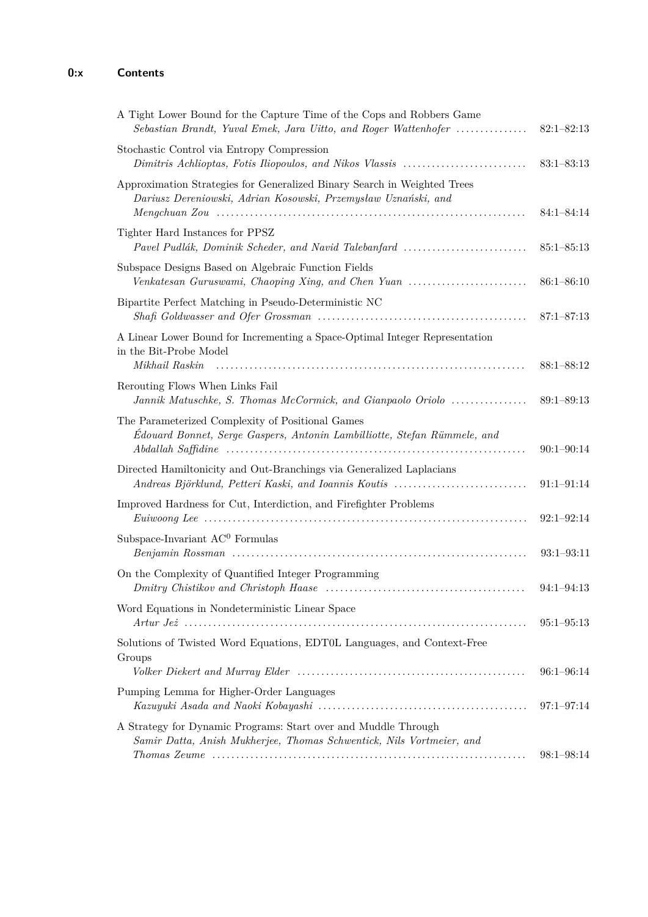A Tight Lower Bound for the Capture Time of the Cops and Robbers Game
*Sebastian Brandt, Yuval Emek, Jara Uitto, and Roger Wattenhofer* ............... 82:1–82:13

Stochastic Control via Entropy Compression
*Dimitris Achlioptas, Fotis Iliopoulos, and Nikos Vlassis* .......................... 83:1–83:13

Approximation Strategies for Generalized Binary Search in Weighted Trees
*Dariusz Dereniowski, Adrian Kosowski, Przemysław Uznański, and Mengchuan Zou* ............................................................... 84:1–84:14

Tighter Hard Instances for PPSZ
*Pavel Pudlák, Dominik Scheder, and Navid Talebanfard* .......................... 85:1–85:13

Subspace Designs Based on Algebraic Function Fields
*Venkatesan Guruswami, Chaoping Xing, and Chen Yuan* ......................... 86:1–86:10

Bipartite Perfect Matching in Pseudo-Deterministic NC
*Shafi Goldwasser and Ofer Grossman* ............................................ 87:1–87:13

A Linear Lower Bound for Incrementing a Space-Optimal Integer Representation in the Bit-Probe Model
*Mikhail Raskin* ................................................................ 88:1–88:12

Rerouting Flows When Links Fail
*Jannik Matuschke, S. Thomas McCormick, and Gianpaolo Oriolo* ................ 89:1–89:13

The Parameterized Complexity of Positional Games
*Édouard Bonnet, Serge Gaspers, Antonin Lambilliotte, Stefan Rümmele, and Abdallah Saffidine* ............................................................. 90:1–90:14

Directed Hamiltonicity and Out-Branchings via Generalized Laplacians
*Andreas Björklund, Petteri Kaski, and Ioannis Koutis* ............................ 91:1–91:14

Improved Hardness for Cut, Interdiction, and Firefighter Problems
*Euiwoong Lee* .................................................................. 92:1–92:14

Subspace-Invariant $AC^0$ Formulas
*Benjamin Rossman* ............................................................. 93:1–93:11

On the Complexity of Quantified Integer Programming
*Dmitry Chistikov and Christoph Haase* .......................................... 94:1–94:13

Word Equations in Nondeterministic Linear Space
*Artur Jeż* ...................................................................... 95:1–95:13

Solutions of Twisted Word Equations, EDT0L Languages, and Context-Free Groups
*Volker Diekert and Murray Elder* ............................................... 96:1–96:14

Pumping Lemma for Higher-Order Languages
*Kazuyuki Asada and Naoki Kobayashi* ............................................ 97:1–97:14

A Strategy for Dynamic Programs: Start over and Muddle Through
*Samir Datta, Anish Mukherjee, Thomas Schwentick, Nils Vortmeier, and Thomas Zeume* ................................................................. 98:1–98:14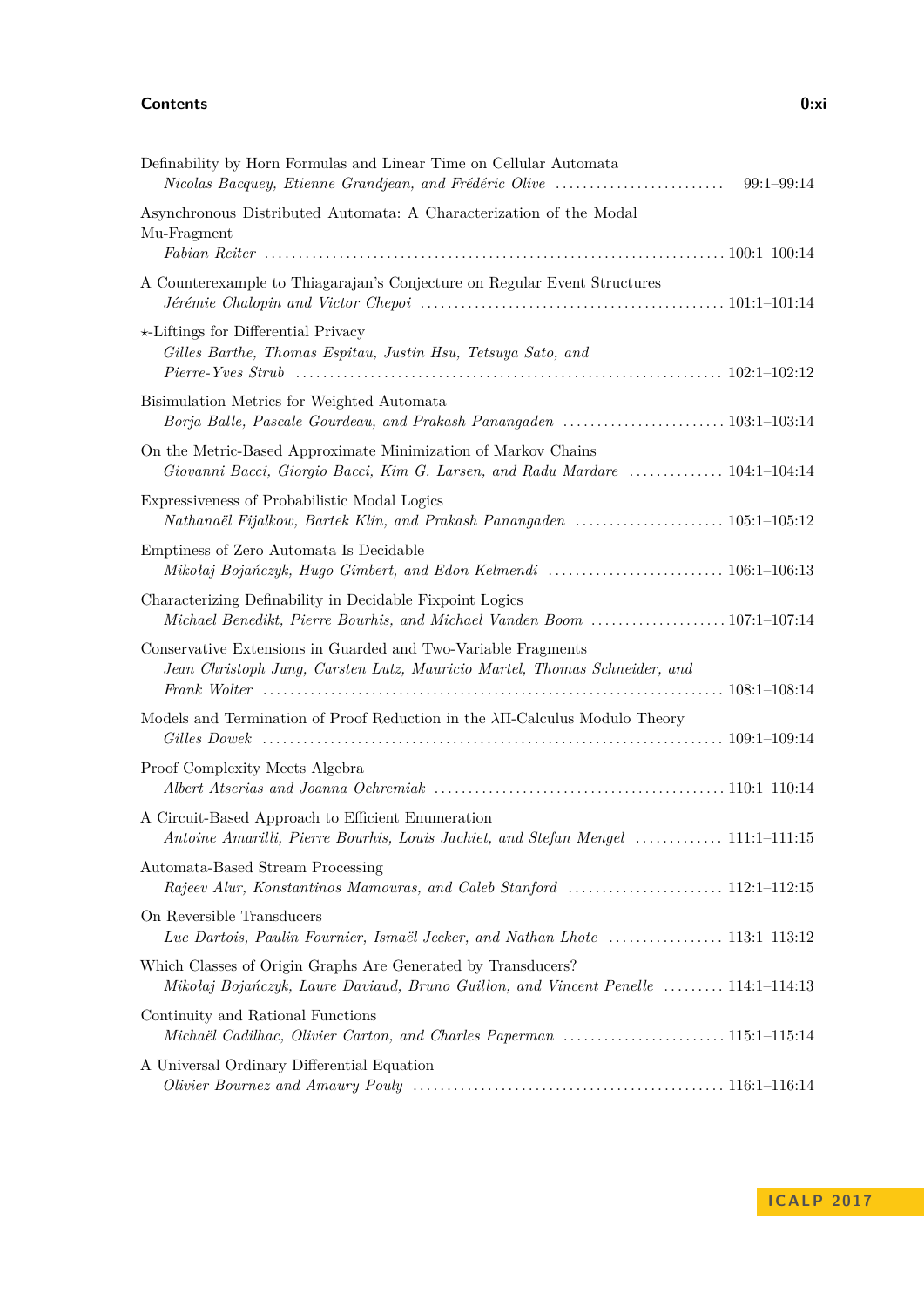Definability by Horn Formulas and Linear Time on Cellular Automata
*Nicolas Bacquey, Etienne Grandjean, and Frédéric Olive* ......................... 99:1–99:14

Asynchronous Distributed Automata: A Characterization of the Modal Mu-Fragment
*Fabian Reiter* .................................................................... 100:1–100:14

A Counterexample to Thiagarajan's Conjecture on Regular Event Structures
*Jérémie Chalopin and Victor Chepoi* ............................................ 101:1–101:14

⋆-Liftings for Differential Privacy
*Gilles Barthe, Thomas Espitau, Justin Hsu, Tetsuya Sato, and Pierre-Yves Strub* ............................................................. 102:1–102:12

Bisimulation Metrics for Weighted Automata
*Borja Balle, Pascale Gourdeau, and Prakash Panangaden* ........................ 103:1–103:14

On the Metric-Based Approximate Minimization of Markov Chains
*Giovanni Bacci, Giorgio Bacci, Kim G. Larsen, and Radu Mardare* .............. 104:1–104:14

Expressiveness of Probabilistic Modal Logics
*Nathanaël Fijalkow, Bartek Klin, and Prakash Panangaden* ...................... 105:1–105:12

Emptiness of Zero Automata Is Decidable
*Mikołaj Bojańczyk, Hugo Gimbert, and Edon Kelmendi* .......................... 106:1–106:13

Characterizing Definability in Decidable Fixpoint Logics
*Michael Benedikt, Pierre Bourhis, and Michael Vanden Boom* .................... 107:1–107:14

Conservative Extensions in Guarded and Two-Variable Fragments
*Jean Christoph Jung, Carsten Lutz, Mauricio Martel, Thomas Schneider, and Frank Wolter* ................................................................... 108:1–108:14

Models and Termination of Proof Reduction in the λΠ-Calculus Modulo Theory
*Gilles Dowek* ..................................................................... 109:1–109:14

Proof Complexity Meets Algebra
*Albert Atserias and Joanna Ochremiak* .......................................... 110:1–110:14

A Circuit-Based Approach to Efficient Enumeration
*Antoine Amarilli, Pierre Bourhis, Louis Jachiet, and Stefan Mengel* ............. 111:1–111:15

Automata-Based Stream Processing
*Rajeev Alur, Konstantinos Mamouras, and Caleb Stanford* ....................... 112:1–112:15

On Reversible Transducers
*Luc Dartois, Paulin Fournier, Ismaël Jecker, and Nathan Lhote* ................. 113:1–113:12

Which Classes of Origin Graphs Are Generated by Transducers?
*Mikołaj Bojańczyk, Laure Daviaud, Bruno Guillon, and Vincent Penelle* ......... 114:1–114:13

Continuity and Rational Functions
*Michaël Cadilhac, Olivier Carton, and Charles Paperman* ........................ 115:1–115:14

A Universal Ordinary Differential Equation
*Olivier Bournez and Amaury Pouly* ............................................. 116:1–116:14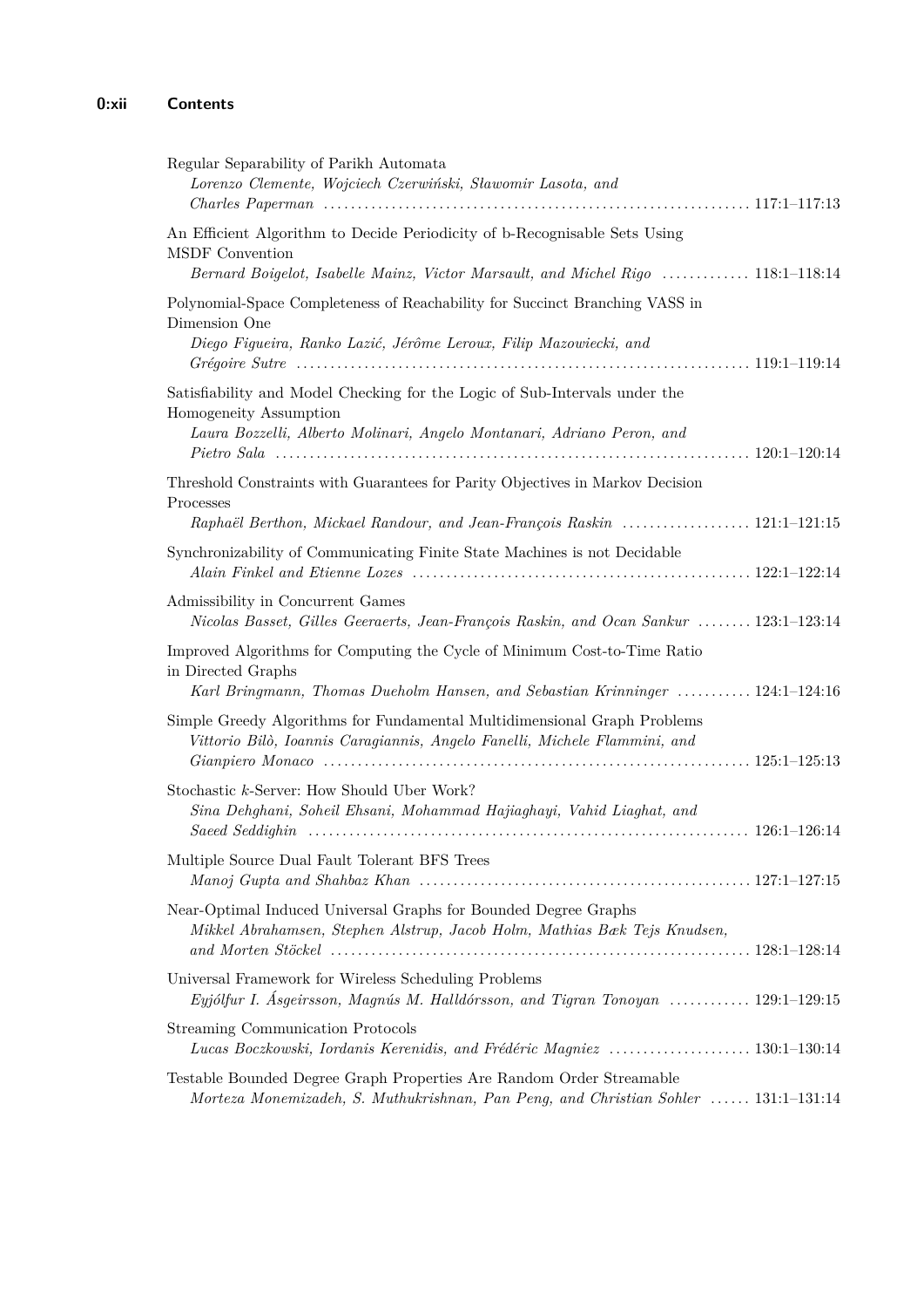Regular Separability of Parikh Automata
*Lorenzo Clemente, Wojciech Czerwiński, Sławomir Lasota, and Charles Paperman* ..... 117:1–117:13

An Efficient Algorithm to Decide Periodicity of b-Recognisable Sets Using MSDF Convention
*Bernard Boigelot, Isabelle Mainz, Victor Marsault, and Michel Rigo* ..... 118:1–118:14

Polynomial-Space Completeness of Reachability for Succinct Branching VASS in Dimension One
*Diego Figueira, Ranko Lazić, Jérôme Leroux, Filip Mazowiecki, and Grégoire Sutre* ..... 119:1–119:14

Satisfiability and Model Checking for the Logic of Sub-Intervals under the Homogeneity Assumption
*Laura Bozzelli, Alberto Molinari, Angelo Montanari, Adriano Peron, and Pietro Sala* ..... 120:1–120:14

Threshold Constraints with Guarantees for Parity Objectives in Markov Decision Processes
*Raphaël Berthon, Mickael Randour, and Jean-François Raskin* ..... 121:1–121:15

Synchronizability of Communicating Finite State Machines is not Decidable
*Alain Finkel and Etienne Lozes* ..... 122:1–122:14

Admissibility in Concurrent Games
*Nicolas Basset, Gilles Geeraerts, Jean-François Raskin, and Ocan Sankur* ..... 123:1–123:14

Improved Algorithms for Computing the Cycle of Minimum Cost-to-Time Ratio in Directed Graphs
*Karl Bringmann, Thomas Dueholm Hansen, and Sebastian Krinninger* ..... 124:1–124:16

Simple Greedy Algorithms for Fundamental Multidimensional Graph Problems
*Vittorio Bilò, Ioannis Caragiannis, Angelo Fanelli, Michele Flammini, and Gianpiero Monaco* ..... 125:1–125:13

Stochastic $k$-Server: How Should Uber Work?
*Sina Dehghani, Soheil Ehsani, Mohammad Hajiaghayi, Vahid Liaghat, and Saeed Seddighin* ..... 126:1–126:14

Multiple Source Dual Fault Tolerant BFS Trees
*Manoj Gupta and Shahbaz Khan* ..... 127:1–127:15

Near-Optimal Induced Universal Graphs for Bounded Degree Graphs
*Mikkel Abrahamsen, Stephen Alstrup, Jacob Holm, Mathias Bæk Tejs Knudsen, and Morten Stöckel* ..... 128:1–128:14

Universal Framework for Wireless Scheduling Problems
*Eyjólfur I. Ásgeirsson, Magnús M. Halldórsson, and Tigran Tonoyan* ..... 129:1–129:15

Streaming Communication Protocols
*Lucas Boczkowski, Iordanis Kerenidis, and Frédéric Magniez* ..... 130:1–130:14

Testable Bounded Degree Graph Properties Are Random Order Streamable
*Morteza Monemizadeh, S. Muthukrishnan, Pan Peng, and Christian Sohler* ..... 131:1–131:14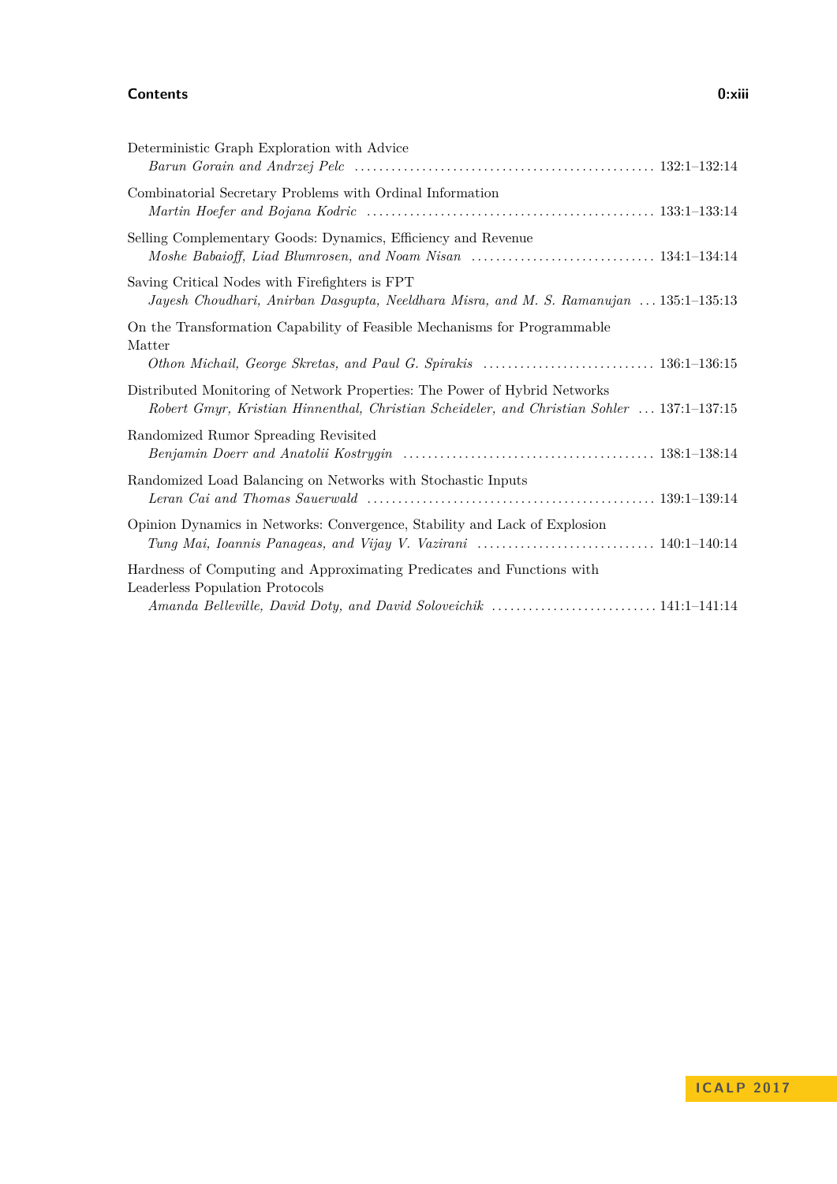Deterministic Graph Exploration with Advice
*Barun Gorain and Andrzej Pelc* .................................................. 132:1–132:14

Combinatorial Secretary Problems with Ordinal Information
*Martin Hoefer and Bojana Kodric* ............................................... 133:1–133:14

Selling Complementary Goods: Dynamics, Efficiency and Revenue
*Moshe Babaioff, Liad Blumrosen, and Noam Nisan* .............................. 134:1–134:14

Saving Critical Nodes with Firefighters is FPT
*Jayesh Choudhari, Anirban Dasgupta, Neeldhara Misra, and M. S. Ramanujan* ... 135:1–135:13

On the Transformation Capability of Feasible Mechanisms for Programmable Matter
*Othon Michail, George Skretas, and Paul G. Spirakis* ............................ 136:1–136:15

Distributed Monitoring of Network Properties: The Power of Hybrid Networks
*Robert Gmyr, Kristian Hinnenthal, Christian Scheideler, and Christian Sohler* ... 137:1–137:15

Randomized Rumor Spreading Revisited
*Benjamin Doerr and Anatolii Kostrygin* ......................................... 138:1–138:14

Randomized Load Balancing on Networks with Stochastic Inputs
*Leran Cai and Thomas Sauerwald* ................................................ 139:1–139:14

Opinion Dynamics in Networks: Convergence, Stability and Lack of Explosion
*Tung Mai, Ioannis Panageas, and Vijay V. Vazirani* ............................. 140:1–140:14

Hardness of Computing and Approximating Predicates and Functions with Leaderless Population Protocols
*Amanda Belleville, David Doty, and David Soloveichik* ........................... 141:1–141:14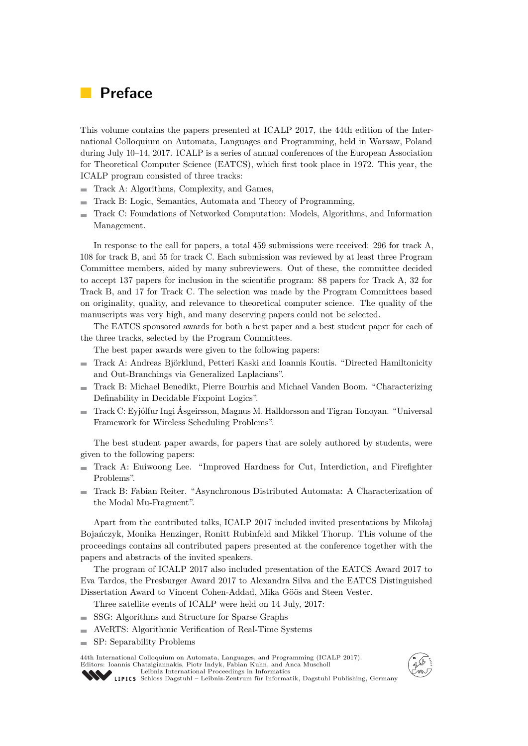# Preface

This volume contains the papers presented at ICALP 2017, the 44th edition of the International Colloquium on Automata, Languages and Programming, held in Warsaw, Poland during July 10–14, 2017. ICALP is a series of annual conferences of the European Association for Theoretical Computer Science (EATCS), which first took place in 1972. This year, the ICALP program consisted of three tracks:

- Track A: Algorithms, Complexity, and Games,
- Track B: Logic, Semantics, Automata and Theory of Programming,
- Track C: Foundations of Networked Computation: Models, Algorithms, and Information Management.

In response to the call for papers, a total 459 submissions were received: 296 for track A, 108 for track B, and 55 for track C. Each submission was reviewed by at least three Program Committee members, aided by many subreviewers. Out of these, the committee decided to accept 137 papers for inclusion in the scientific program: 88 papers for Track A, 32 for Track B, and 17 for Track C. The selection was made by the Program Committees based on originality, quality, and relevance to theoretical computer science. The quality of the manuscripts was very high, and many deserving papers could not be selected.

The EATCS sponsored awards for both a best paper and a best student paper for each of the three tracks, selected by the Program Committees.

The best paper awards were given to the following papers:

- Track A: Andreas Björklund, Petteri Kaski and Ioannis Koutis. "Directed Hamiltonicity and Out-Branchings via Generalized Laplacians".
- Track B: Michael Benedikt, Pierre Bourhis and Michael Vanden Boom. "Characterizing Definability in Decidable Fixpoint Logics".
- Track C: Eyjólfur Ingi Ásgeirsson, Magnus M. Halldorsson and Tigran Tonoyan. "Universal Framework for Wireless Scheduling Problems".

The best student paper awards, for papers that are solely authored by students, were given to the following papers:

- Track A: Euiwoong Lee. "Improved Hardness for Cut, Interdiction, and Firefighter Problems".
- Track B: Fabian Reiter. "Asynchronous Distributed Automata: A Characterization of the Modal Mu-Fragment".

Apart from the contributed talks, ICALP 2017 included invited presentations by Mikołaj Bojańczyk, Monika Henzinger, Ronitt Rubinfeld and Mikkel Thorup. This volume of the proceedings contains all contributed papers presented at the conference together with the papers and abstracts of the invited speakers.

The program of ICALP 2017 also included presentation of the EATCS Award 2017 to Eva Tardos, the Presburger Award 2017 to Alexandra Silva and the EATCS Distinguished Dissertation Award to Vincent Cohen-Addad, Mika Göös and Steen Vester.

Three satellite events of ICALP were held on 14 July, 2017:

- SSG: Algorithms and Structure for Sparse Graphs
- AVeRTS: Algorithmic Verification of Real-Time Systems
- SP: Separability Problems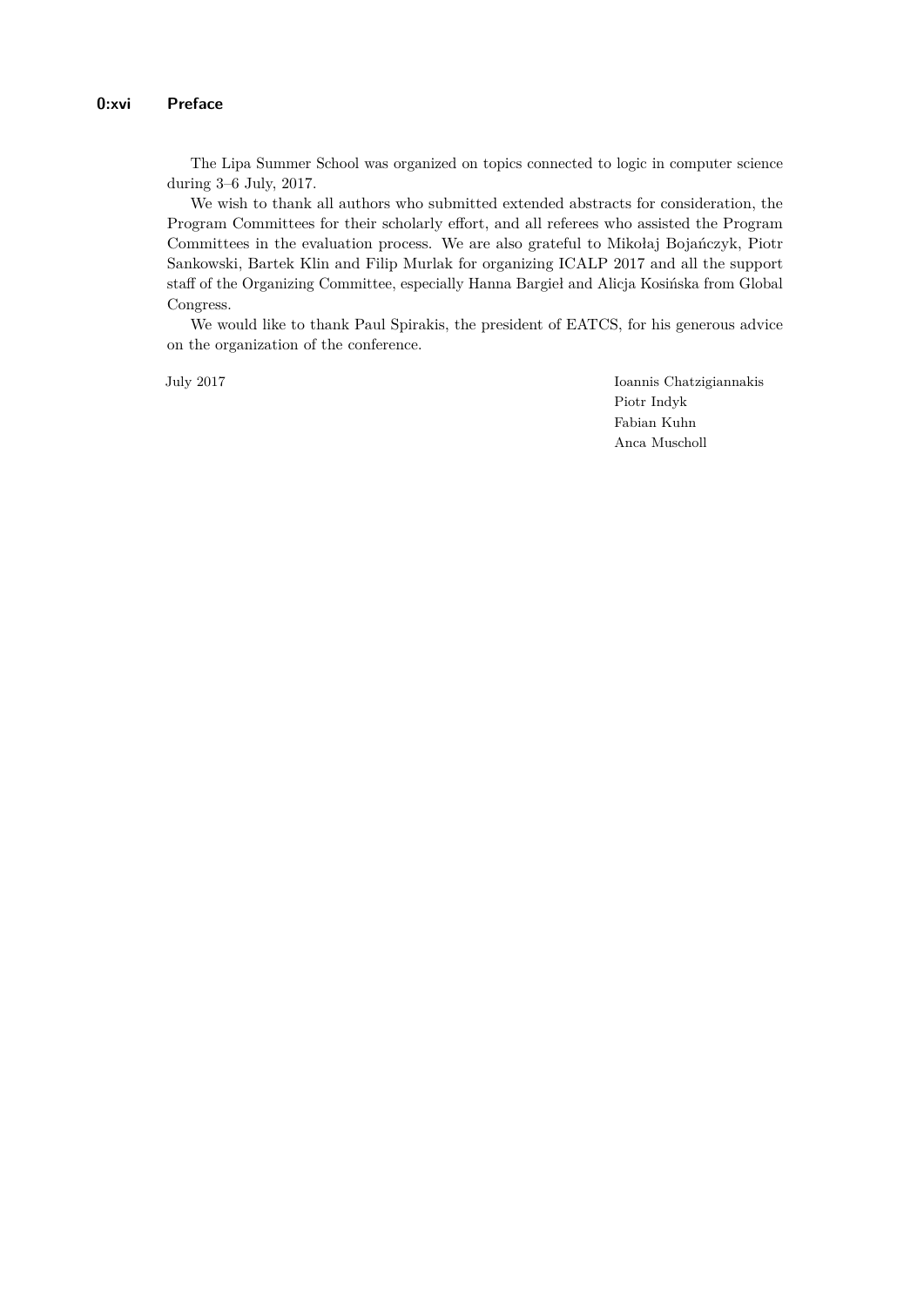The Lipa Summer School was organized on topics connected to logic in computer science during 3–6 July, 2017.

We wish to thank all authors who submitted extended abstracts for consideration, the Program Committees for their scholarly effort, and all referees who assisted the Program Committees in the evaluation process. We are also grateful to Mikołaj Bojańczyk, Piotr Sankowski, Bartek Klin and Filip Murlak for organizing ICALP 2017 and all the support staff of the Organizing Committee, especially Hanna Bargieł and Alicja Kosińska from Global Congress.

We would like to thank Paul Spirakis, the president of EATCS, for his generous advice on the organization of the conference.

July 2017

Ioannis Chatzigiannakis
Piotr Indyk
Fabian Kuhn
Anca Muscholl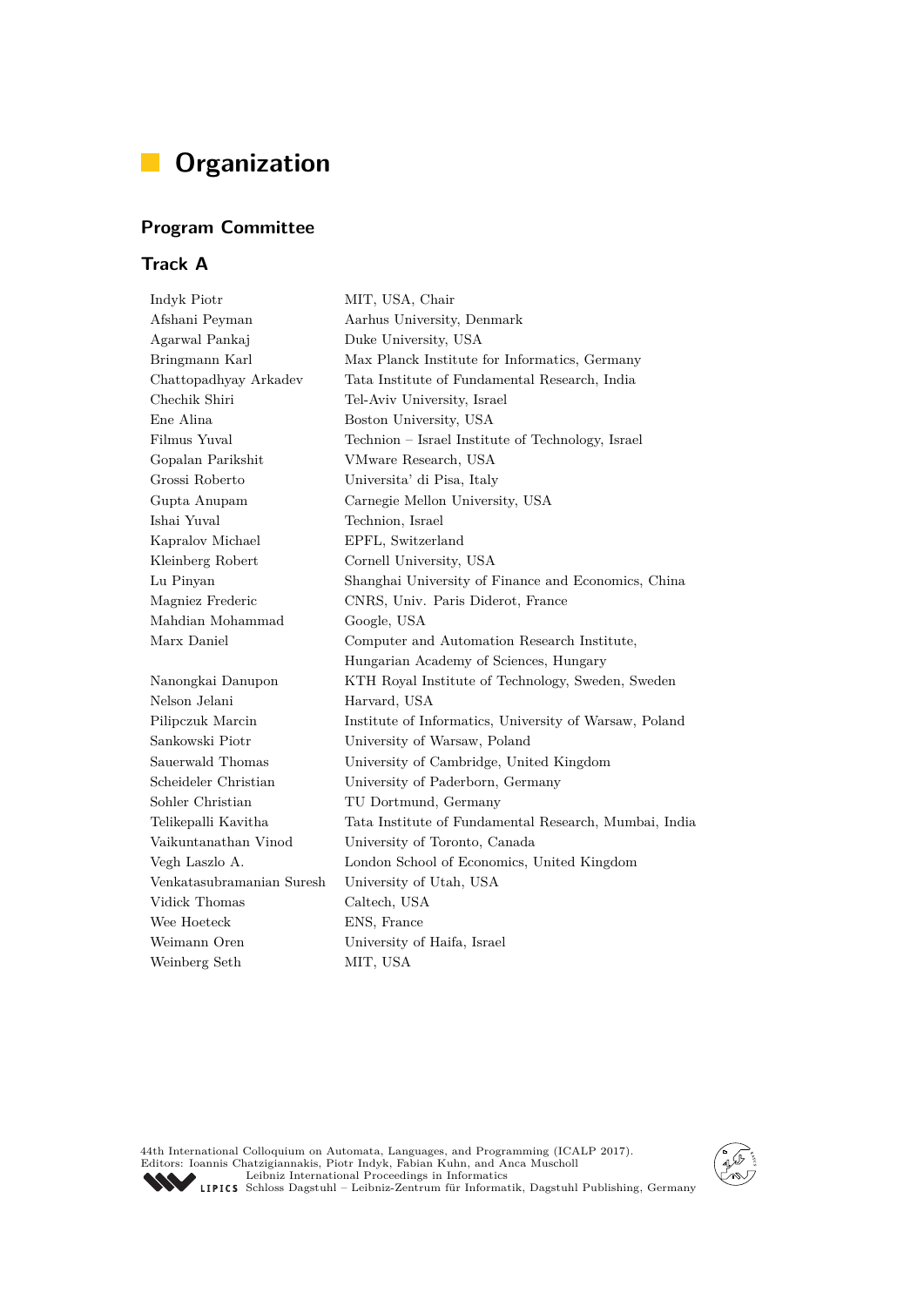# Organization

## Program Committee

## Track A

| | |
|---|---|
| Indyk Piotr | MIT, USA, Chair |
| Afshani Peyman | Aarhus University, Denmark |
| Agarwal Pankaj | Duke University, USA |
| Bringmann Karl | Max Planck Institute for Informatics, Germany |
| Chattopadhyay Arkadev | Tata Institute of Fundamental Research, India |
| Chechik Shiri | Tel-Aviv University, Israel |
| Ene Alina | Boston University, USA |
| Filmus Yuval | Technion – Israel Institute of Technology, Israel |
| Gopalan Parikshit | VMware Research, USA |
| Grossi Roberto | Universita' di Pisa, Italy |
| Gupta Anupam | Carnegie Mellon University, USA |
| Ishai Yuval | Technion, Israel |
| Kapralov Michael | EPFL, Switzerland |
| Kleinberg Robert | Cornell University, USA |
| Lu Pinyan | Shanghai University of Finance and Economics, China |
| Magniez Frederic | CNRS, Univ. Paris Diderot, France |
| Mahdian Mohammad | Google, USA |
| Marx Daniel | Computer and Automation Research Institute, Hungarian Academy of Sciences, Hungary |
| Nanongkai Danupon | KTH Royal Institute of Technology, Sweden, Sweden |
| Nelson Jelani | Harvard, USA |
| Pilipczuk Marcin | Institute of Informatics, University of Warsaw, Poland |
| Sankowski Piotr | University of Warsaw, Poland |
| Sauerwald Thomas | University of Cambridge, United Kingdom |
| Scheideler Christian | University of Paderborn, Germany |
| Sohler Christian | TU Dortmund, Germany |
| Telikepalli Kavitha | Tata Institute of Fundamental Research, Mumbai, India |
| Vaikuntanathan Vinod | University of Toronto, Canada |
| Vegh Laszlo A. | London School of Economics, United Kingdom |
| Venkatasubramanian Suresh | University of Utah, USA |
| Vidick Thomas | Caltech, USA |
| Wee Hoeteck | ENS, France |
| Weimann Oren | University of Haifa, Israel |
| Weinberg Seth | MIT, USA |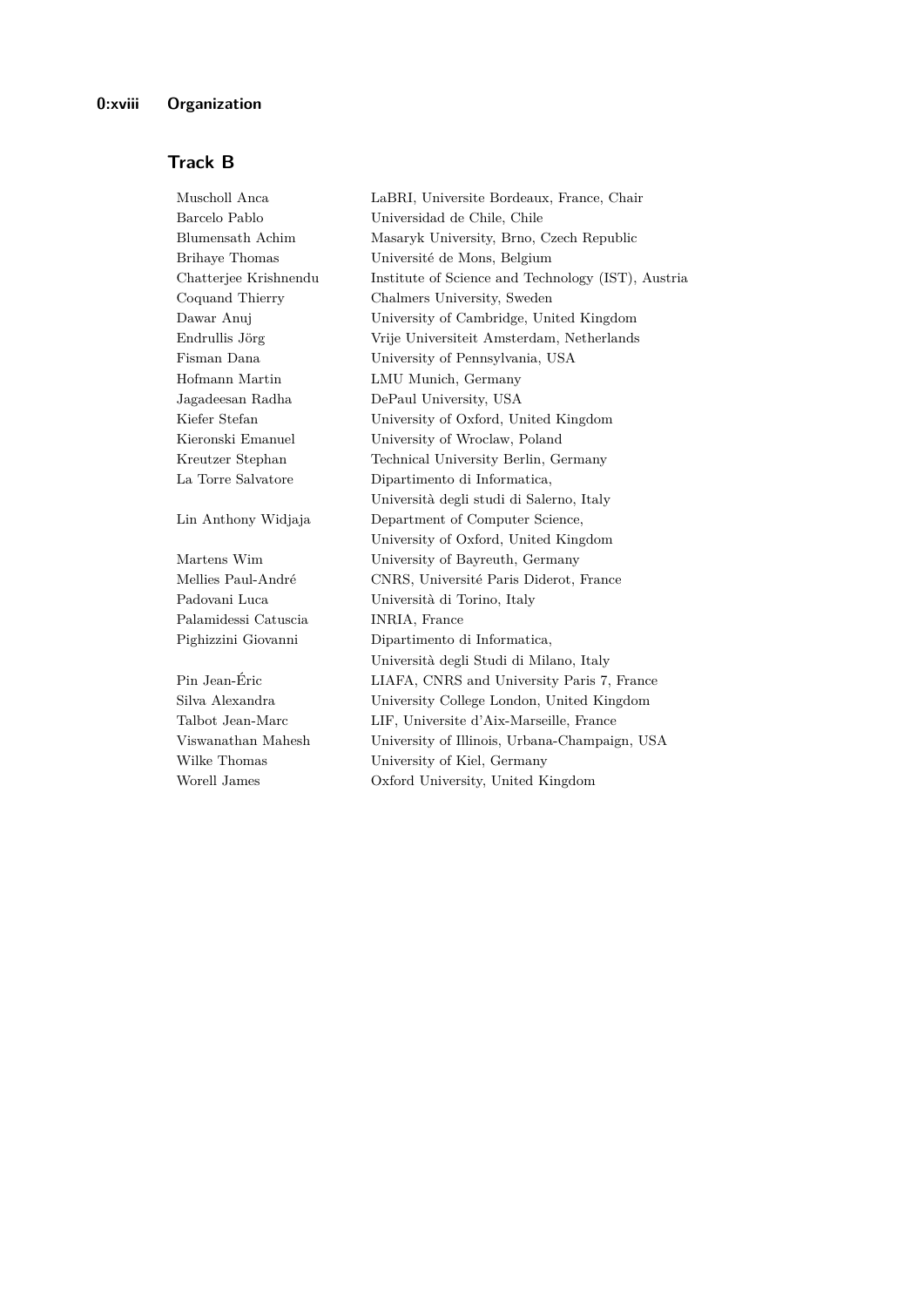## Track B

| | |
|---|---|
| Muscholl Anca | LaBRI, Universite Bordeaux, France, Chair |
| Barcelo Pablo | Universidad de Chile, Chile |
| Blumensath Achim | Masaryk University, Brno, Czech Republic |
| Brihaye Thomas | Université de Mons, Belgium |
| Chatterjee Krishnendu | Institute of Science and Technology (IST), Austria |
| Coquand Thierry | Chalmers University, Sweden |
| Dawar Anuj | University of Cambridge, United Kingdom |
| Endrullis Jörg | Vrije Universiteit Amsterdam, Netherlands |
| Fisman Dana | University of Pennsylvania, USA |
| Hofmann Martin | LMU Munich, Germany |
| Jagadeesan Radha | DePaul University, USA |
| Kiefer Stefan | University of Oxford, United Kingdom |
| Kieronski Emanuel | University of Wroclaw, Poland |
| Kreutzer Stephan | Technical University Berlin, Germany |
| La Torre Salvatore | Dipartimento di Informatica, Università degli studi di Salerno, Italy |
| Lin Anthony Widjaja | Department of Computer Science, University of Oxford, United Kingdom |
| Martens Wim | University of Bayreuth, Germany |
| Mellies Paul-André | CNRS, Université Paris Diderot, France |
| Padovani Luca | Università di Torino, Italy |
| Palamidessi Catuscia | INRIA, France |
| Pighizzini Giovanni | Dipartimento di Informatica, Università degli Studi di Milano, Italy |
| Pin Jean-Éric | LIAFA, CNRS and University Paris 7, France |
| Silva Alexandra | University College London, United Kingdom |
| Talbot Jean-Marc | LIF, Universite d'Aix-Marseille, France |
| Viswanathan Mahesh | University of Illinois, Urbana-Champaign, USA |
| Wilke Thomas | University of Kiel, Germany |
| Worell James | Oxford University, United Kingdom |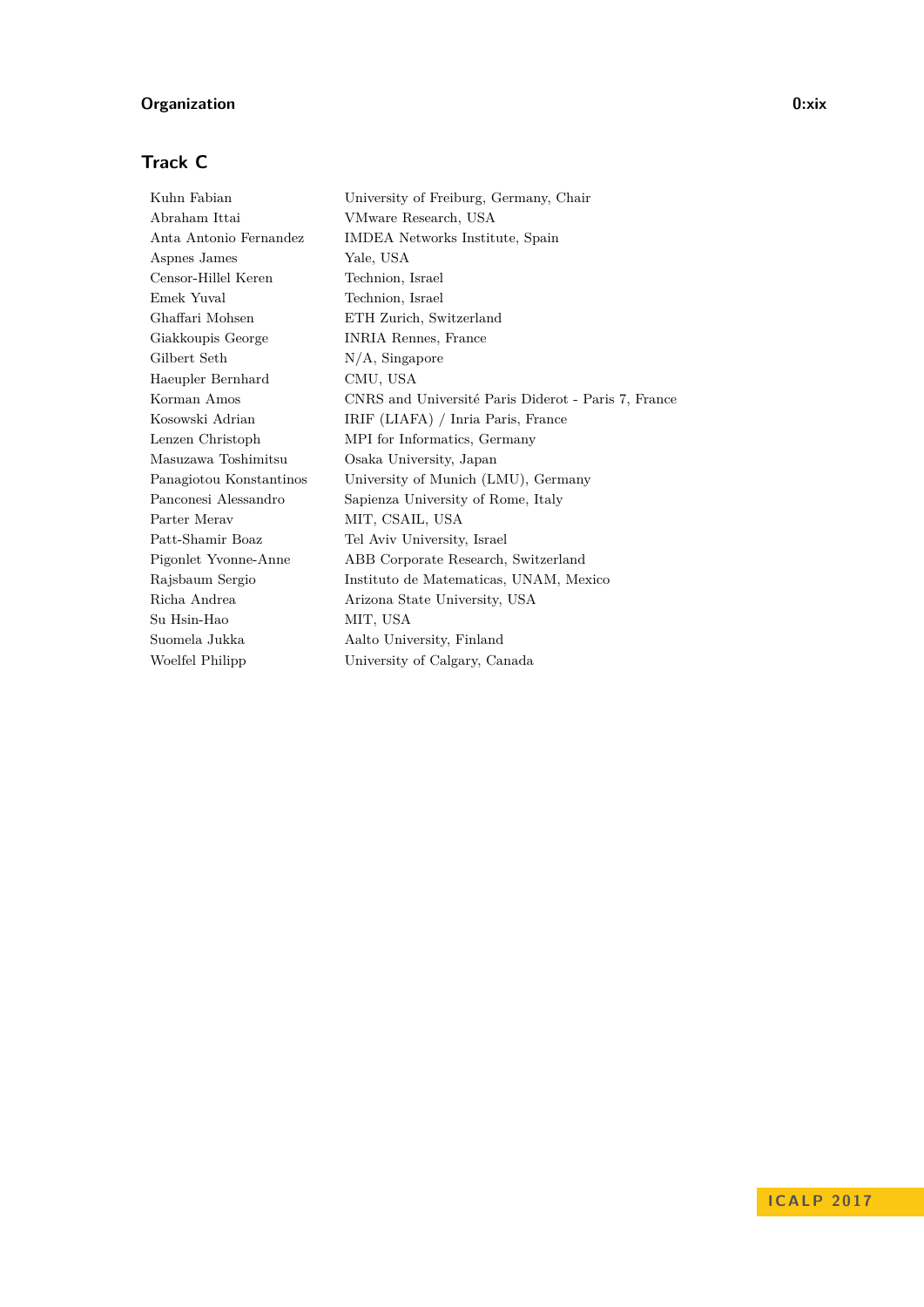## Track C

| | |
|---|---|
| Kuhn Fabian | University of Freiburg, Germany, Chair |
| Abraham Ittai | VMware Research, USA |
| Anta Antonio Fernandez | IMDEA Networks Institute, Spain |
| Aspnes James | Yale, USA |
| Censor-Hillel Keren | Technion, Israel |
| Emek Yuval | Technion, Israel |
| Ghaffari Mohsen | ETH Zurich, Switzerland |
| Giakkoupis George | INRIA Rennes, France |
| Gilbert Seth | N/A, Singapore |
| Haeupler Bernhard | CMU, USA |
| Korman Amos | CNRS and Université Paris Diderot - Paris 7, France |
| Kosowski Adrian | IRIF (LIAFA) / Inria Paris, France |
| Lenzen Christoph | MPI for Informatics, Germany |
| Masuzawa Toshimitsu | Osaka University, Japan |
| Panagiotou Konstantinos | University of Munich (LMU), Germany |
| Panconesi Alessandro | Sapienza University of Rome, Italy |
| Parter Merav | MIT, CSAIL, USA |
| Patt-Shamir Boaz | Tel Aviv University, Israel |
| Pigonlet Yvonne-Anne | ABB Corporate Research, Switzerland |
| Rajsbaum Sergio | Instituto de Matematicas, UNAM, Mexico |
| Richa Andrea | Arizona State University, USA |
| Su Hsin-Hao | MIT, USA |
| Suomela Jukka | Aalto University, Finland |
| Woelfel Philipp | University of Calgary, Canada |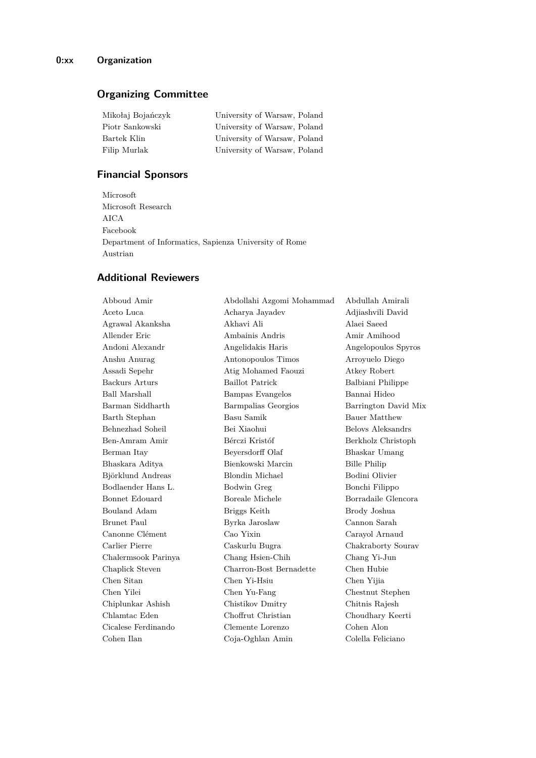## Organizing Committee

| | |
|---|---|
| Mikołaj Bojańczyk | University of Warsaw, Poland |
| Piotr Sankowski | University of Warsaw, Poland |
| Bartek Klin | University of Warsaw, Poland |
| Filip Murlak | University of Warsaw, Poland |

## Financial Sponsors

Microsoft
Microsoft Research
AICA
Facebook
Department of Informatics, Sapienza University of Rome
Austrian

## Additional Reviewers

Abboud Amir
Abdollahi Azgomi Mohammad
Abdullah Amirali
Aceto Luca
Acharya Jayadev
Adjiashvili David
Agrawal Akanksha
Akhavi Ali
Alaei Saeed
Allender Eric
Ambainis Andris
Amir Amihood
Andoni Alexandr
Angelidakis Haris
Angelopoulos Spyros
Anshu Anurag
Antonopoulos Timos
Arroyuelo Diego
Assadi Sepehr
Atig Mohamed Faouzi
Atkey Robert
Backurs Arturs
Baillot Patrick
Balbiani Philippe
Ball Marshall
Bampas Evangelos
Bannai Hideo
Barman Siddharth
Barmpalias Georgios
Barrington David Mix
Barth Stephan
Basu Samik
Bauer Matthew
Behnezhad Soheil
Bei Xiaohui
Belovs Aleksandrs
Ben-Amram Amir
Bérczi Kristóf
Berkholz Christoph
Berman Itay
Beyersdorff Olaf
Bhaskar Umang
Bhaskara Aditya
Bienkowski Marcin
Bille Philip
Björklund Andreas
Blondin Michael
Bodini Olivier
Bodlaender Hans L.
Bodwin Greg
Bonchi Filippo
Bonnet Edouard
Boreale Michele
Borradaile Glencora
Bouland Adam
Briggs Keith
Brody Joshua
Brunet Paul
Byrka Jaroslaw
Cannon Sarah
Canonne Clément
Cao Yixin
Carayol Arnaud
Carlier Pierre
Caskurlu Bugra
Chakraborty Sourav
Chalermsook Parinya
Chang Hsien-Chih
Chang Yi-Jun
Chaplick Steven
Charron-Bost Bernadette
Chen Hubie
Chen Sitan
Chen Yi-Hsiu
Chen Yijia
Chen Yilei
Chen Yu-Fang
Chestnut Stephen
Chiplunkar Ashish
Chistikov Dmitry
Chitnis Rajesh
Chlamtac Eden
Choffrut Christian
Choudhary Keerti
Cicalese Ferdinando
Clemente Lorenzo
Cohen Alon
Cohen Ilan
Coja-Oghlan Amin
Colella Feliciano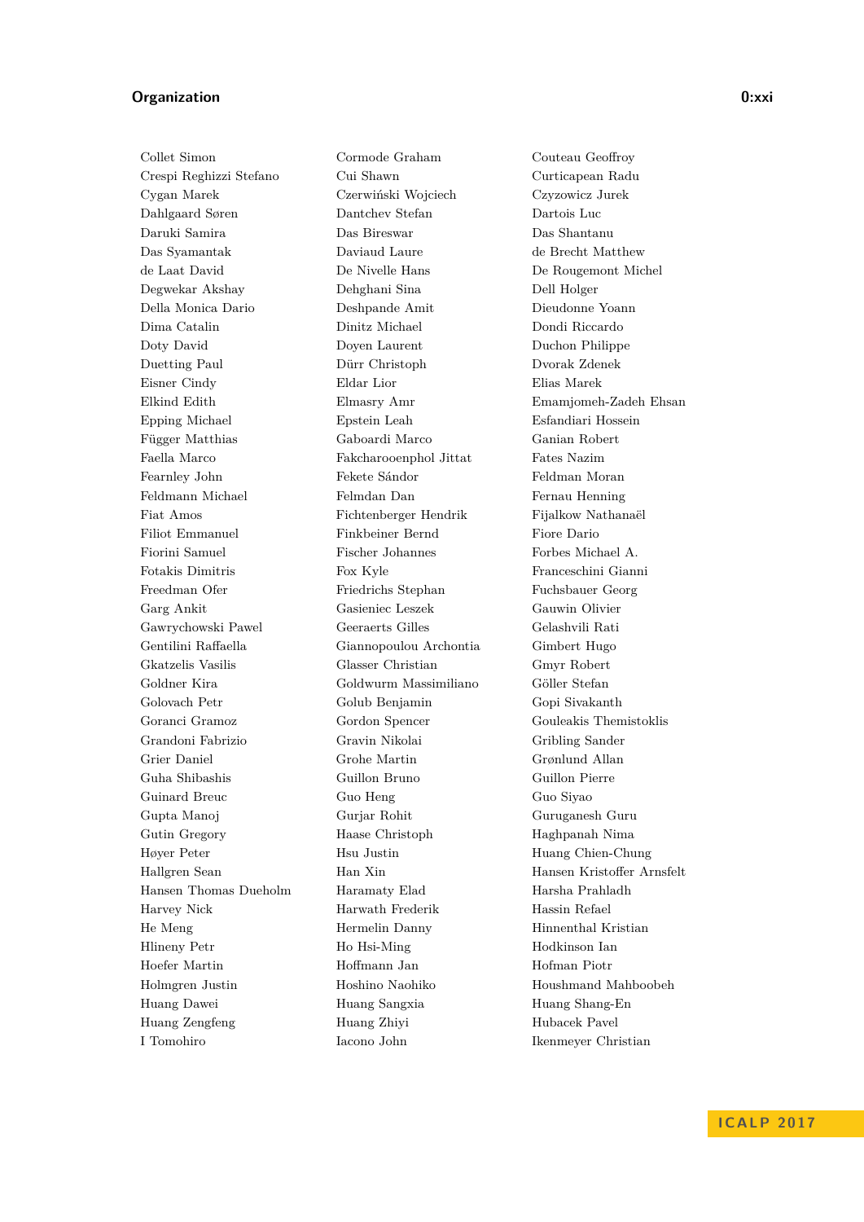Collet Simon
Cormode Graham
Couteau Geoffroy
Crespi Reghizzi Stefano
Cui Shawn
Curticapean Radu
Cygan Marek
Czerwiński Wojciech
Czyzowicz Jurek
Dahlgaard Søren
Dantchev Stefan
Dartois Luc
Daruki Samira
Das Bireswar
Das Shantanu
Das Syamantak
Daviaud Laure
de Brecht Matthew
de Laat David
De Nivelle Hans
De Rougemont Michel
Degwekar Akshay
Dehghani Sina
Dell Holger
Della Monica Dario
Deshpande Amit
Dieudonne Yoann
Dima Catalin
Dinitz Michael
Dondi Riccardo
Doty David
Doyen Laurent
Duchon Philippe
Duetting Paul
Dürr Christoph
Dvorak Zdenek
Eisner Cindy
Eldar Lior
Elias Marek
Elkind Edith
Elmasry Amr
Emamjomeh-Zadeh Ehsan
Epping Michael
Epstein Leah
Esfandiari Hossein
Függer Matthias
Gaboardi Marco
Ganian Robert
Faella Marco
Fakcharoenphol Jittat
Fates Nazim
Fearnley John
Fekete Sándor
Feldman Moran
Feldmann Michael
Felmdan Dan
Fernau Henning
Fiat Amos
Fichtenberger Hendrik
Fijalkow Nathanaël
Filiot Emmanuel
Finkbeiner Bernd
Fiore Dario
Fiorini Samuel
Fischer Johannes
Forbes Michael A.
Fotakis Dimitris
Fox Kyle
Franceschini Gianni
Freedman Ofer
Friedrichs Stephan
Fuchsbauer Georg
Garg Ankit
Gasieniec Leszek
Gauwin Olivier
Gawrychowski Pawel
Geeraerts Gilles
Gelashvili Rati
Gentilini Raffaella
Giannopoulou Archontia
Gimbert Hugo
Gkatzelis Vasilis
Glasser Christian
Gmyr Robert
Goldner Kira
Goldwurm Massimiliano
Göller Stefan
Golovach Petr
Golub Benjamin
Gopi Sivakanth
Goranci Gramoz
Gordon Spencer
Gouleakis Themistoklis
Grandoni Fabrizio
Gravin Nikolai
Gribling Sander
Grier Daniel
Grohe Martin
Grønlund Allan
Guha Shibashis
Guillon Bruno
Guillon Pierre
Guinard Breuc
Guo Heng
Guo Siyao
Gupta Manoj
Gurjar Rohit
Guruganesh Guru
Gutin Gregory
Haase Christoph
Haghpanah Nima
Høyer Peter
Hsu Justin
Huang Chien-Chung
Hallgren Sean
Han Xin
Hansen Kristoffer Arnsfelt
Hansen Thomas Dueholm
Haramaty Elad
Harsha Prahladh
Harvey Nick
Harwath Frederik
Hassin Refael
He Meng
Hermelin Danny
Hinnenthal Kristian
Hlineny Petr
Ho Hsi-Ming
Hodkinson Ian
Hoefer Martin
Hoffmann Jan
Hofman Piotr
Holmgren Justin
Hoshino Naohiko
Houshmand Mahboobeh
Huang Dawei
Huang Sangxia
Huang Shang-En
Huang Zengfeng
Huang Zhiyi
Hubacek Pavel
I Tomohiro
Iacono John
Ikenmeyer Christian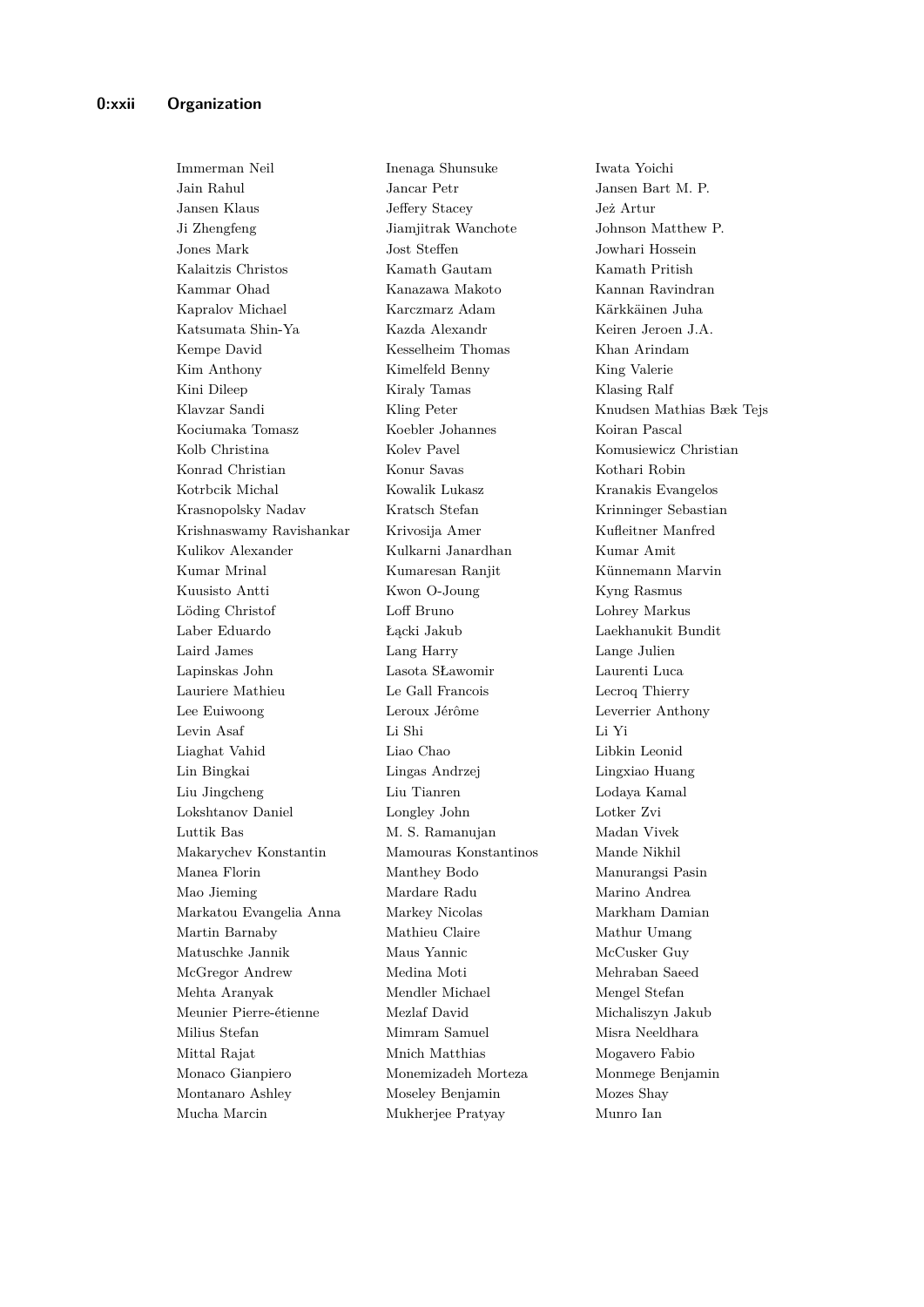Immerman Neil
Inenaga Shunsuke
Iwata Yoichi
Jain Rahul
Jancar Petr
Jansen Bart M. P.
Jansen Klaus
Jeffery Stacey
Jeż Artur
Ji Zhengfeng
Jiamjitrak Wanchote
Johnson Matthew P.
Jones Mark
Jost Steffen
Jowhari Hossein
Kalaitzis Christos
Kamath Gautam
Kamath Pritish
Kammar Ohad
Kanazawa Makoto
Kannan Ravindran
Kapralov Michael
Karczmarz Adam
Kärkkäinen Juha
Katsumata Shin-Ya
Kazda Alexandr
Keiren Jeroen J.A.
Kempe David
Kesselheim Thomas
Khan Arindam
Kim Anthony
Kimelfeld Benny
King Valerie
Kini Dileep
Kiraly Tamas
Klasing Ralf
Klavzar Sandi
Kling Peter
Knudsen Mathias Bæk Tejs
Kociumaka Tomasz
Koebler Johannes
Koiran Pascal
Kolb Christina
Kolev Pavel
Komusiewicz Christian
Konrad Christian
Konur Savas
Kothari Robin
Kotrbcik Michal
Kowalik Lukasz
Kranakis Evangelos
Krasnopolsky Nadav
Kratsch Stefan
Krinninger Sebastian
Krishnaswamy Ravishankar
Krivosija Amer
Kufleitner Manfred
Kulikov Alexander
Kulkarni Janardhan
Kumar Amit
Kumar Mrinal
Kumaresan Ranjit
Künnemann Marvin
Kuusisto Antti
Kwon O-Joung
Kyng Rasmus
Löding Christof
Loff Bruno
Lohrey Markus
Laber Eduardo
Łącki Jakub
Laekhanukit Bundit
Laird James
Lang Harry
Lange Julien
Lapinskas John
Lasota SŁawomir
Laurenti Luca
Lauriere Mathieu
Le Gall Francois
Lecroq Thierry
Lee Euiwoong
Leroux Jérôme
Leverrier Anthony
Levin Asaf
Li Shi
Li Yi
Liaghat Vahid
Liao Chao
Libkin Leonid
Lin Bingkai
Lingas Andrzej
Lingxiao Huang
Liu Jingcheng
Liu Tianren
Lodaya Kamal
Lokshtanov Daniel
Longley John
Lotker Zvi
Luttik Bas
M. S. Ramanujan
Madan Vivek
Makarychev Konstantin
Mamouras Konstantinos
Mande Nikhil
Manea Florin
Manthey Bodo
Manurangsi Pasin
Mao Jieming
Mardare Radu
Marino Andrea
Markatou Evangelia Anna
Markey Nicolas
Markham Damian
Martin Barnaby
Mathieu Claire
Mathur Umang
Matuschke Jannik
Maus Yannic
McCusker Guy
McGregor Andrew
Medina Moti
Mehraban Saeed
Mehta Aranyak
Mendler Michael
Mengel Stefan
Meunier Pierre-étienne
Mezlaf David
Michaliszyn Jakub
Milius Stefan
Mimram Samuel
Misra Neeldhara
Mittal Rajat
Mnich Matthias
Mogavero Fabio
Monaco Gianpiero
Monemizadeh Morteza
Monmege Benjamin
Montanaro Ashley
Moseley Benjamin
Mozes Shay
Mucha Marcin
Mukherjee Pratyay
Munro Ian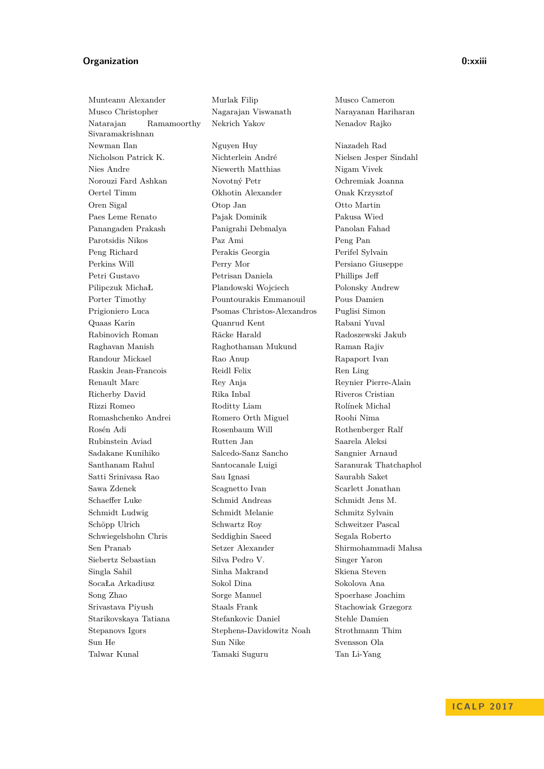Munteanu Alexander
Murlak Filip
Musco Cameron
Musco Christopher
Nagarajan Viswanath
Narayanan Hariharan
Natarajan Ramamoorthy Sivaramakrishnan
Nekrich Yakov
Nenadov Rajko
Newman Ilan
Nguyen Huy
Niazadeh Rad
Nicholson Patrick K.
Nichterlein André
Nielsen Jesper Sindahl
Nies Andre
Niewerth Matthias
Nigam Vivek
Norouzi Fard Ashkan
Novotný Petr
Ochremiak Joanna
Oertel Timm
Okhotin Alexander
Onak Krzysztof
Oren Sigal
Otop Jan
Otto Martin
Paes Leme Renato
Pajak Dominik
Pakusa Wied
Panangaden Prakash
Panigrahi Debmalya
Panolan Fahad
Parotsidis Nikos
Paz Ami
Peng Pan
Peng Richard
Perakis Georgia
Perifel Sylvain
Perkins Will
Perry Mor
Persiano Giuseppe
Petri Gustavo
Petrisan Daniela
Phillips Jeff
Pilipczuk MichaŁ
Plandowski Wojciech
Polonsky Andrew
Porter Timothy
Pountourakis Emmanouil
Pous Damien
Prigioniero Luca
Psomas Christos-Alexandros
Puglisi Simon
Quaas Karin
Quanrud Kent
Rabani Yuval
Rabinovich Roman
Räcke Harald
Radoszewski Jakub
Raghavan Manish
Raghothaman Mukund
Raman Rajiv
Randour Mickael
Rao Anup
Rapaport Ivan
Raskin Jean-Francois
Reidl Felix
Ren Ling
Renault Marc
Rey Anja
Reynier Pierre-Alain
Richerby David
Rika Inbal
Riveros Cristian
Rizzi Romeo
Roditty Liam
Rolínek Michal
Romashchenko Andrei
Romero Orth Miguel
Roohi Nima
Rosén Adi
Rosenbaum Will
Rothenberger Ralf
Rubinstein Aviad
Rutten Jan
Saarela Aleksi
Sadakane Kunihiko
Salcedo-Sanz Sancho
Sangnier Arnaud
Santhanam Rahul
Santocanale Luigi
Saranurak Thatchaphol
Satti Srinivasa Rao
Sau Ignasi
Saurabh Saket
Sawa Zdenek
Scagnetto Ivan
Scarlett Jonathan
Schaeffer Luke
Schmid Andreas
Schmidt Jens M.
Schmidt Ludwig
Schmidt Melanie
Schmitz Sylvain
Schöpp Ulrich
Schwartz Roy
Schweitzer Pascal
Schwiegelshohn Chris
Seddighin Saeed
Segala Roberto
Sen Pranab
Setzer Alexander
Shirmohammadi Mahsa
Siebertz Sebastian
Silva Pedro V.
Singer Yaron
Singla Sahil
Sinha Makrand
Skiena Steven
SocaŁa Arkadiusz
Sokol Dina
Sokolova Ana
Song Zhao
Sorge Manuel
Spoerhase Joachim
Srivastava Piyush
Staals Frank
Stachowiak Grzegorz
Starikovskaya Tatiana
Stefankovic Daniel
Stehle Damien
Stepanovs Igors
Stephens-Davidowitz Noah
Strothmann Thim
Sun He
Sun Nike
Svensson Ola
Talwar Kunal
Tamaki Suguru
Tan Li-Yang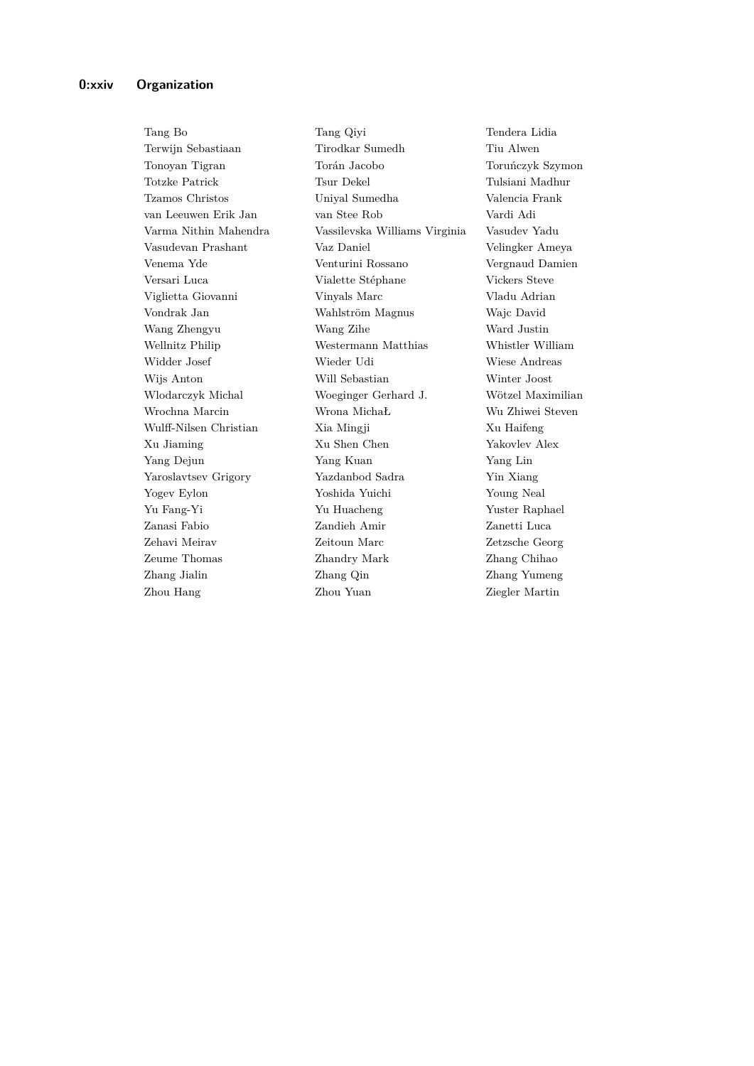Tang Bo
Tang Qiyi
Tendera Lidia
Terwijn Sebastiaan
Tirodkar Sumedh
Tiu Alwen
Tonoyan Tigran
Torán Jacobo
Toruńczyk Szymon
Totzke Patrick
Tsur Dekel
Tulsiani Madhur
Tzamos Christos
Uniyal Sumedha
Valencia Frank
van Leeuwen Erik Jan
van Stee Rob
Vardi Adi
Varma Nithin Mahendra
Vassilevska Williams Virginia
Vasudev Yadu
Vasudevan Prashant
Vaz Daniel
Velingker Ameya
Venema Yde
Venturini Rossano
Vergnaud Damien
Versari Luca
Vialette Stéphane
Vickers Steve
Viglietta Giovanni
Vinyals Marc
Vladu Adrian
Vondrak Jan
Wahlström Magnus
Wajc David
Wang Zhengyu
Wang Zihe
Ward Justin
Wellnitz Philip
Westermann Matthias
Whistler William
Widder Josef
Wieder Udi
Wiese Andreas
Wijs Anton
Will Sebastian
Winter Joost
Wlodarczyk Michal
Woeginger Gerhard J.
Wötzel Maximilian
Wrochna Marcin
Wrona MichaŁ
Wu Zhiwei Steven
Wulff-Nilsen Christian
Xia Mingji
Xu Haifeng
Xu Jiaming
Xu Shen Chen
Yakovlev Alex
Yang Dejun
Yang Kuan
Yang Lin
Yaroslavtsev Grigory
Yazdanbod Sadra
Yin Xiang
Yogev Eylon
Yoshida Yuichi
Young Neal
Yu Fang-Yi
Yu Huacheng
Yuster Raphael
Zanasi Fabio
Zandieh Amir
Zanetti Luca
Zehavi Meirav
Zeitoun Marc
Zetzsche Georg
Zeume Thomas
Zhandry Mark
Zhang Chihao
Zhang Jialin
Zhang Qin
Zhang Yumeng
Zhou Hang
Zhou Yuan
Ziegler Martin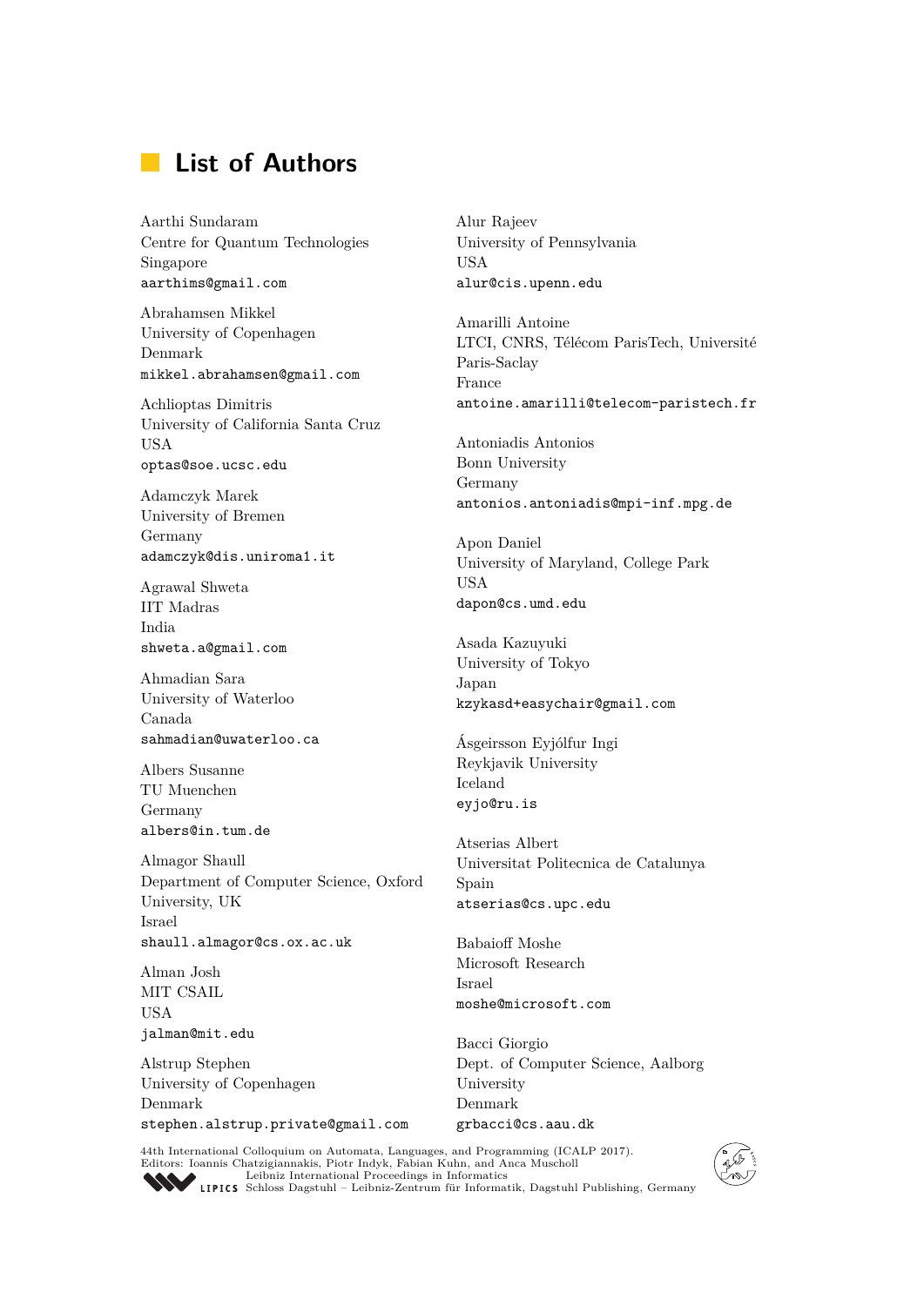# List of Authors

Aarthi Sundaram
Centre for Quantum Technologies
Singapore
aarthims@gmail.com

Abrahamsen Mikkel
University of Copenhagen
Denmark
mikkel.abrahamsen@gmail.com

Achlioptas Dimitris
University of California Santa Cruz
USA
optas@soe.ucsc.edu

Adamczyk Marek
University of Bremen
Germany
adamczyk@dis.uniroma1.it

Agrawal Shweta
IIT Madras
India
shweta.a@gmail.com

Ahmadian Sara
University of Waterloo
Canada
sahmadian@uwaterloo.ca

Albers Susanne
TU Muenchen
Germany
albers@in.tum.de

Almagor Shaull
Department of Computer Science, Oxford University, UK
Israel
shaull.almagor@cs.ox.ac.uk

Alman Josh
MIT CSAIL
USA
jalman@mit.edu

Alstrup Stephen
University of Copenhagen
Denmark
stephen.alstrup.private@gmail.com

Alur Rajeev
University of Pennsylvania
USA
alur@cis.upenn.edu

Amarilli Antoine
LTCI, CNRS, Télécom ParisTech, Université Paris-Saclay
France
antoine.amarilli@telecom-paristech.fr

Antoniadis Antonios
Bonn University
Germany
antonios.antoniadis@mpi-inf.mpg.de

Apon Daniel
University of Maryland, College Park
USA
dapon@cs.umd.edu

Asada Kazuyuki
University of Tokyo
Japan
kzykasd+easychair@gmail.com

Ásgeirsson Eyjólfur Ingi
Reykjavik University
Iceland
eyjo@ru.is

Atserias Albert
Universitat Politecnica de Catalunya
Spain
atserias@cs.upc.edu

Babaioff Moshe
Microsoft Research
Israel
moshe@microsoft.com

Bacci Giorgio
Dept. of Computer Science, Aalborg University
Denmark
grbacci@cs.aau.dk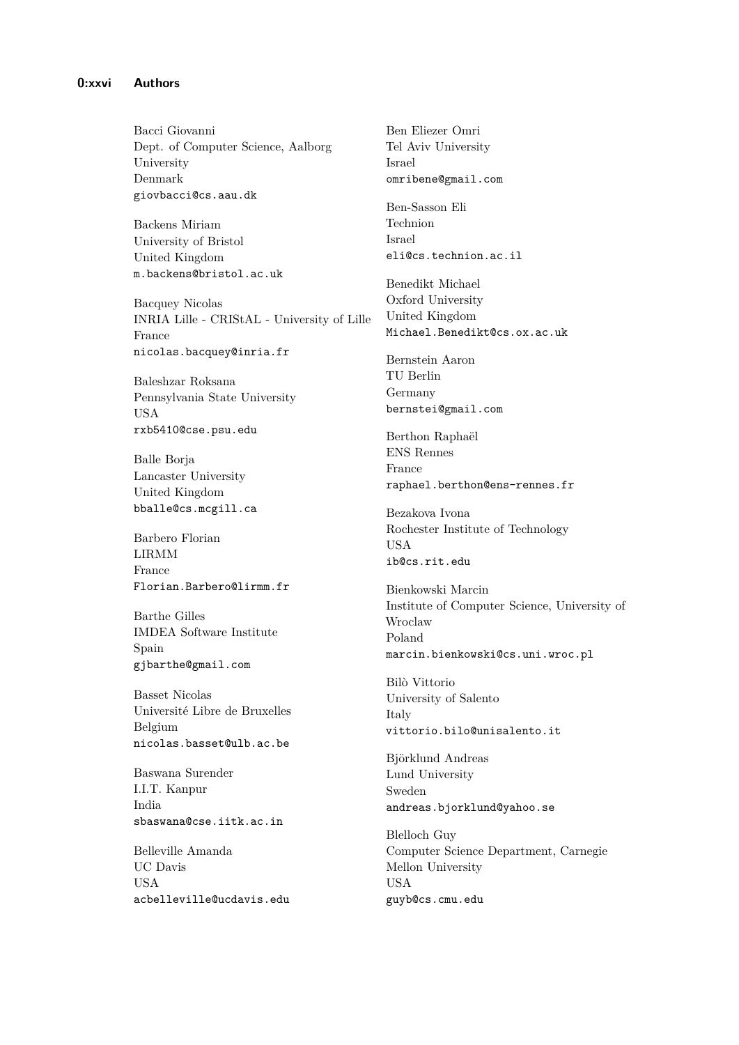Bacci Giovanni
Dept. of Computer Science, Aalborg University
Denmark
giovbacci@cs.aau.dk

Backens Miriam
University of Bristol
United Kingdom
m.backens@bristol.ac.uk

Bacquey Nicolas
INRIA Lille - CRIStAL - University of Lille
France
nicolas.bacquey@inria.fr

Baleshzar Roksana
Pennsylvania State University
USA
rxb5410@cse.psu.edu

Balle Borja
Lancaster University
United Kingdom
bballe@cs.mcgill.ca

Barbero Florian
LIRMM
France
Florian.Barbero@lirmm.fr

Barthe Gilles
IMDEA Software Institute
Spain
gjbarthe@gmail.com

Basset Nicolas
Université Libre de Bruxelles
Belgium
nicolas.basset@ulb.ac.be

Baswana Surender
I.I.T. Kanpur
India
sbaswana@cse.iitk.ac.in

Belleville Amanda
UC Davis
USA
acbelleville@ucdavis.edu

Ben Eliezer Omri
Tel Aviv University
Israel
omribene@gmail.com

Ben-Sasson Eli
Technion
Israel
eli@cs.technion.ac.il

Benedikt Michael
Oxford University
United Kingdom
Michael.Benedikt@cs.ox.ac.uk

Bernstein Aaron
TU Berlin
Germany
bernstei@gmail.com

Berthon Raphaël
ENS Rennes
France
raphael.berthon@ens-rennes.fr

Bezakova Ivona
Rochester Institute of Technology
USA
ib@cs.rit.edu

Bienkowski Marcin
Institute of Computer Science, University of Wroclaw
Poland
marcin.bienkowski@cs.uni.wroc.pl

Bilò Vittorio
University of Salento
Italy
vittorio.bilo@unisalento.it

Björklund Andreas
Lund University
Sweden
andreas.bjorklund@yahoo.se

Blelloch Guy
Computer Science Department, Carnegie Mellon University
USA
guyb@cs.cmu.edu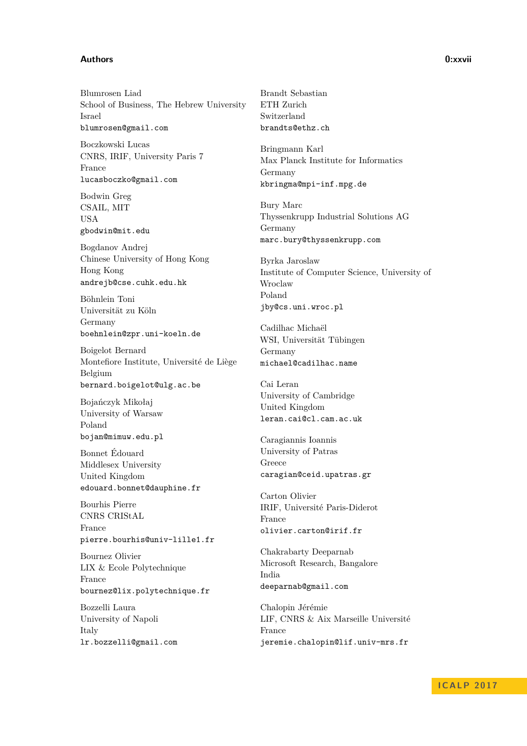Blumrosen Liad
School of Business, The Hebrew University
Israel
blumrosen@gmail.com

Boczkowski Lucas
CNRS, IRIF, University Paris 7
France
lucasboczko@gmail.com

Bodwin Greg
CSAIL, MIT
USA
gbodwin@mit.edu

Bogdanov Andrej
Chinese University of Hong Kong
Hong Kong
andrejb@cse.cuhk.edu.hk

Böhnlein Toni
Universität zu Köln
Germany
boehnlein@zpr.uni-koeln.de

Boigelot Bernard
Montefiore Institute, Université de Liège
Belgium
bernard.boigelot@ulg.ac.be

Bojańczyk Mikołaj
University of Warsaw
Poland
bojan@mimuw.edu.pl

Bonnet Édouard
Middlesex University
United Kingdom
edouard.bonnet@dauphine.fr

Bourhis Pierre
CNRS CRIStAL
France
pierre.bourhis@univ-lille1.fr

Bournez Olivier
LIX & Ecole Polytechnique
France
bournez@lix.polytechnique.fr

Bozzelli Laura
University of Napoli
Italy
lr.bozzelli@gmail.com

Brandt Sebastian
ETH Zurich
Switzerland
brandts@ethz.ch

Bringmann Karl
Max Planck Institute for Informatics
Germany
kbringma@mpi-inf.mpg.de

Bury Marc
Thyssenkrupp Industrial Solutions AG
Germany
marc.bury@thyssenkrupp.com

Byrka Jaroslaw
Institute of Computer Science, University of Wroclaw
Poland
jby@cs.uni.wroc.pl

Cadilhac Michaël
WSI, Universität Tübingen
Germany
michael@cadilhac.name

Cai Leran
University of Cambridge
United Kingdom
leran.cai@cl.cam.ac.uk

Caragiannis Ioannis
University of Patras
Greece
caragian@ceid.upatras.gr

Carton Olivier
IRIF, Université Paris-Diderot
France
olivier.carton@irif.fr

Chakrabarty Deeparnab
Microsoft Research, Bangalore
India
deeparnab@gmail.com

Chalopin Jérémie
LIF, CNRS & Aix Marseille Université
France
jeremie.chalopin@lif.univ-mrs.fr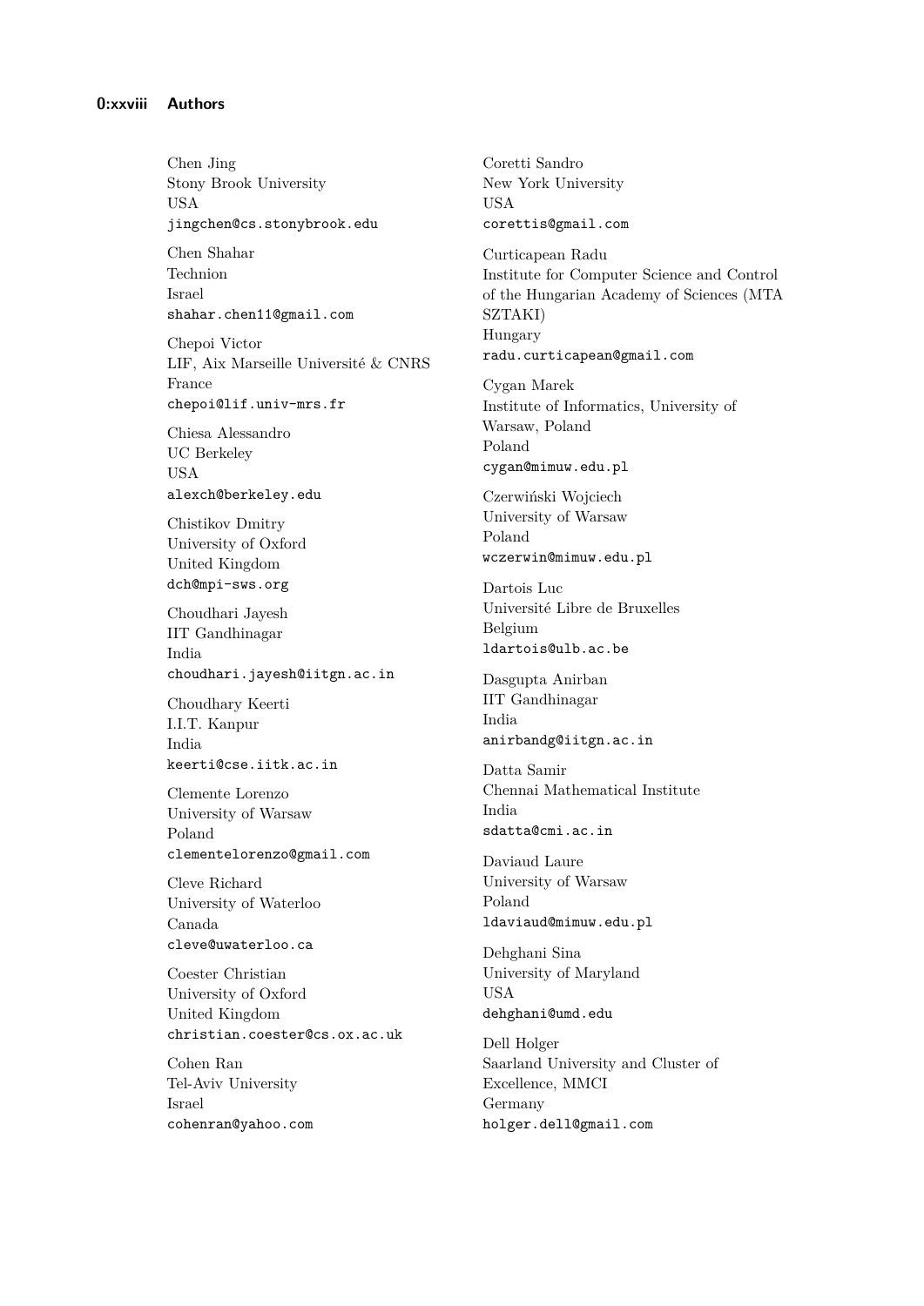Chen Jing
Stony Brook University
USA
jingchen@cs.stonybrook.edu

Chen Shahar
Technion
Israel
shahar.chen11@gmail.com

Chepoi Victor
LIF, Aix Marseille Université & CNRS
France
chepoi@lif.univ-mrs.fr

Chiesa Alessandro
UC Berkeley
USA
alexch@berkeley.edu

Chistikov Dmitry
University of Oxford
United Kingdom
dch@mpi-sws.org

Choudhari Jayesh
IIT Gandhinagar
India
choudhari.jayesh@iitgn.ac.in

Choudhary Keerti
I.I.T. Kanpur
India
keerti@cse.iitk.ac.in

Clemente Lorenzo
University of Warsaw
Poland
clementelorenzo@gmail.com

Cleve Richard
University of Waterloo
Canada
cleve@uwaterloo.ca

Coester Christian
University of Oxford
United Kingdom
christian.coester@cs.ox.ac.uk

Cohen Ran
Tel-Aviv University
Israel
cohenran@yahoo.com

Coretti Sandro
New York University
USA
corettis@gmail.com

Curticapean Radu
Institute for Computer Science and Control of the Hungarian Academy of Sciences (MTA SZTAKI)
Hungary
radu.curticapean@gmail.com

Cygan Marek
Institute of Informatics, University of Warsaw, Poland
Poland
cygan@mimuw.edu.pl

Czerwiński Wojciech
University of Warsaw
Poland
wczerwin@mimuw.edu.pl

Dartois Luc
Université Libre de Bruxelles
Belgium
ldartois@ulb.ac.be

Dasgupta Anirban
IIT Gandhinagar
India
anirbandg@iitgn.ac.in

Datta Samir
Chennai Mathematical Institute
India
sdatta@cmi.ac.in

Daviaud Laure
University of Warsaw
Poland
ldaviaud@mimuw.edu.pl

Dehghani Sina
University of Maryland
USA
dehghani@umd.edu

Dell Holger
Saarland University and Cluster of Excellence, MMCI
Germany
holger.dell@gmail.com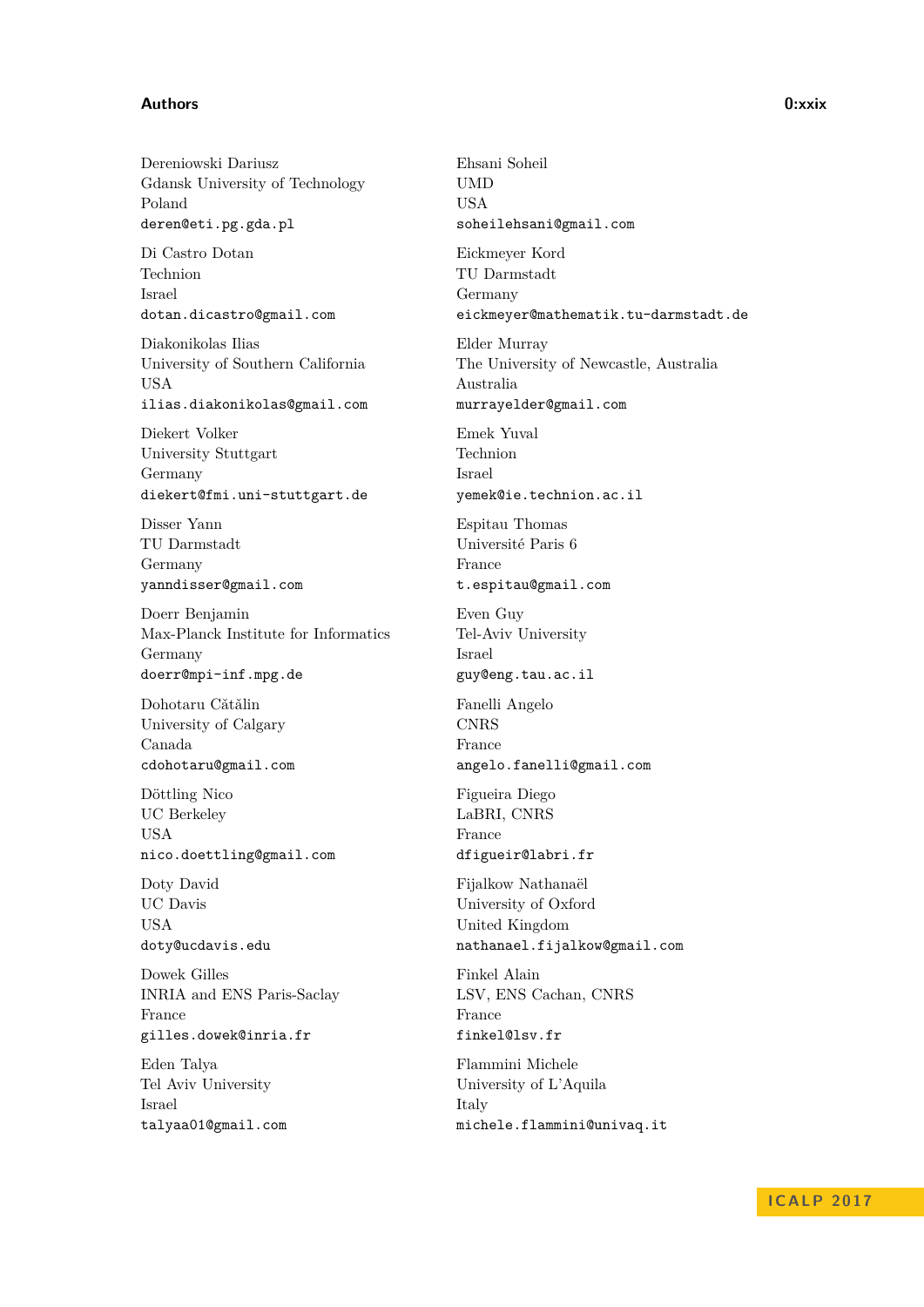Dereniowski Dariusz
Gdansk University of Technology
Poland
deren@eti.pg.gda.pl

Di Castro Dotan
Technion
Israel
dotan.dicastro@gmail.com

Diakonikolas Ilias
University of Southern California
USA
ilias.diakonikolas@gmail.com

Diekert Volker
University Stuttgart
Germany
diekert@fmi.uni-stuttgart.de

Disser Yann
TU Darmstadt
Germany
yanndisser@gmail.com

Doerr Benjamin
Max-Planck Institute for Informatics
Germany
doerr@mpi-inf.mpg.de

Dohotaru Cătălin
University of Calgary
Canada
cdohotaru@gmail.com

Döttling Nico
UC Berkeley
USA
nico.doettling@gmail.com

Doty David
UC Davis
USA
doty@ucdavis.edu

Dowek Gilles
INRIA and ENS Paris-Saclay
France
gilles.dowek@inria.fr

Eden Talya
Tel Aviv University
Israel
talyaa01@gmail.com

Ehsani Soheil
UMD
USA
soheilehsani@gmail.com

Eickmeyer Kord
TU Darmstadt
Germany
eickmeyer@mathematik.tu-darmstadt.de

Elder Murray
The University of Newcastle, Australia
Australia
murrayelder@gmail.com

Emek Yuval
Technion
Israel
yemek@ie.technion.ac.il

Espitau Thomas
Université Paris 6
France
t.espitau@gmail.com

Even Guy
Tel-Aviv University
Israel
guy@eng.tau.ac.il

Fanelli Angelo
CNRS
France
angelo.fanelli@gmail.com

Figueira Diego
LaBRI, CNRS
France
dfigueir@labri.fr

Fijalkow Nathanaël
University of Oxford
United Kingdom
nathanael.fijalkow@gmail.com

Finkel Alain
LSV, ENS Cachan, CNRS
France
finkel@lsv.fr

Flammini Michele
University of L'Aquila
Italy
michele.flammini@univaq.it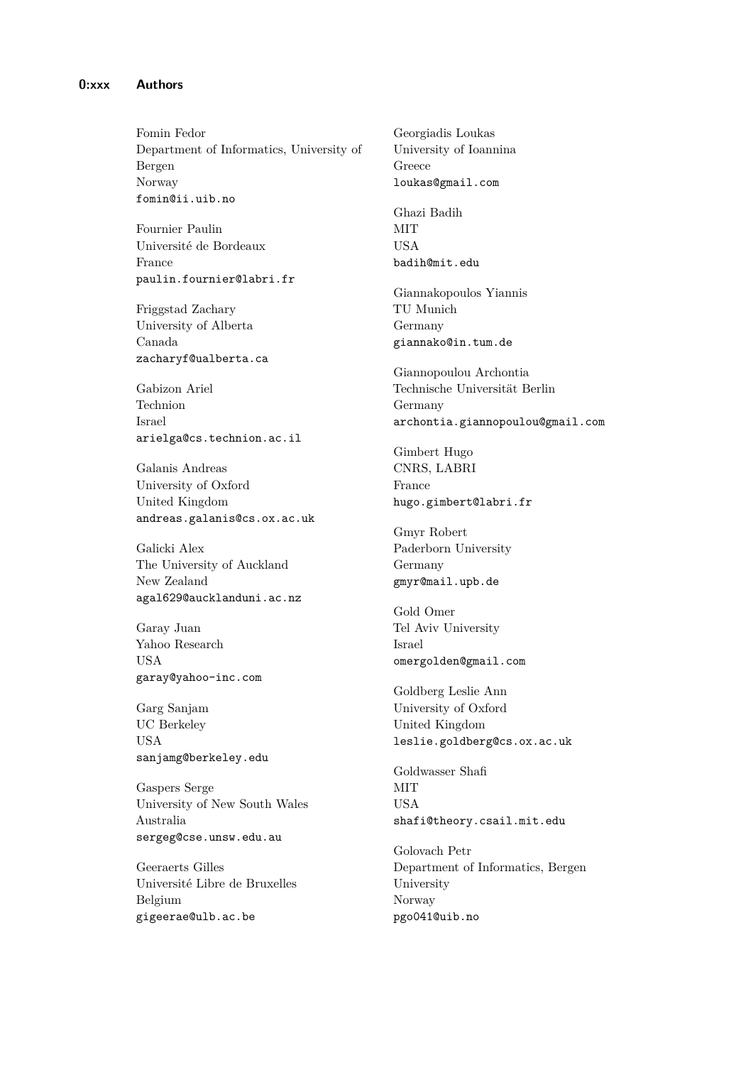Fomin Fedor
Department of Informatics, University of Bergen
Norway
fomin@ii.uib.no

Fournier Paulin
Université de Bordeaux
France
paulin.fournier@labri.fr

Friggstad Zachary
University of Alberta
Canada
zacharyf@ualberta.ca

Gabizon Ariel
Technion
Israel
arielga@cs.technion.ac.il

Galanis Andreas
University of Oxford
United Kingdom
andreas.galanis@cs.ox.ac.uk

Galicki Alex
The University of Auckland
New Zealand
agal629@aucklanduni.ac.nz

Garay Juan
Yahoo Research
USA
garay@yahoo-inc.com

Garg Sanjam
UC Berkeley
USA
sanjamg@berkeley.edu

Gaspers Serge
University of New South Wales
Australia
sergeg@cse.unsw.edu.au

Geeraerts Gilles
Université Libre de Bruxelles
Belgium
gigeerae@ulb.ac.be

Georgiadis Loukas
University of Ioannina
Greece
loukas@gmail.com

Ghazi Badih
MIT
USA
badih@mit.edu

Giannakopoulos Yiannis
TU Munich
Germany
giannako@in.tum.de

Giannopoulou Archontia
Technische Universität Berlin
Germany
archontia.giannopoulou@gmail.com

Gimbert Hugo
CNRS, LABRI
France
hugo.gimbert@labri.fr

Gmyr Robert
Paderborn University
Germany
gmyr@mail.upb.de

Gold Omer
Tel Aviv University
Israel
omergolden@gmail.com

Goldberg Leslie Ann
University of Oxford
United Kingdom
leslie.goldberg@cs.ox.ac.uk

Goldwasser Shafi
MIT
USA
shafi@theory.csail.mit.edu

Golovach Petr
Department of Informatics, Bergen University
Norway
pgo041@uib.no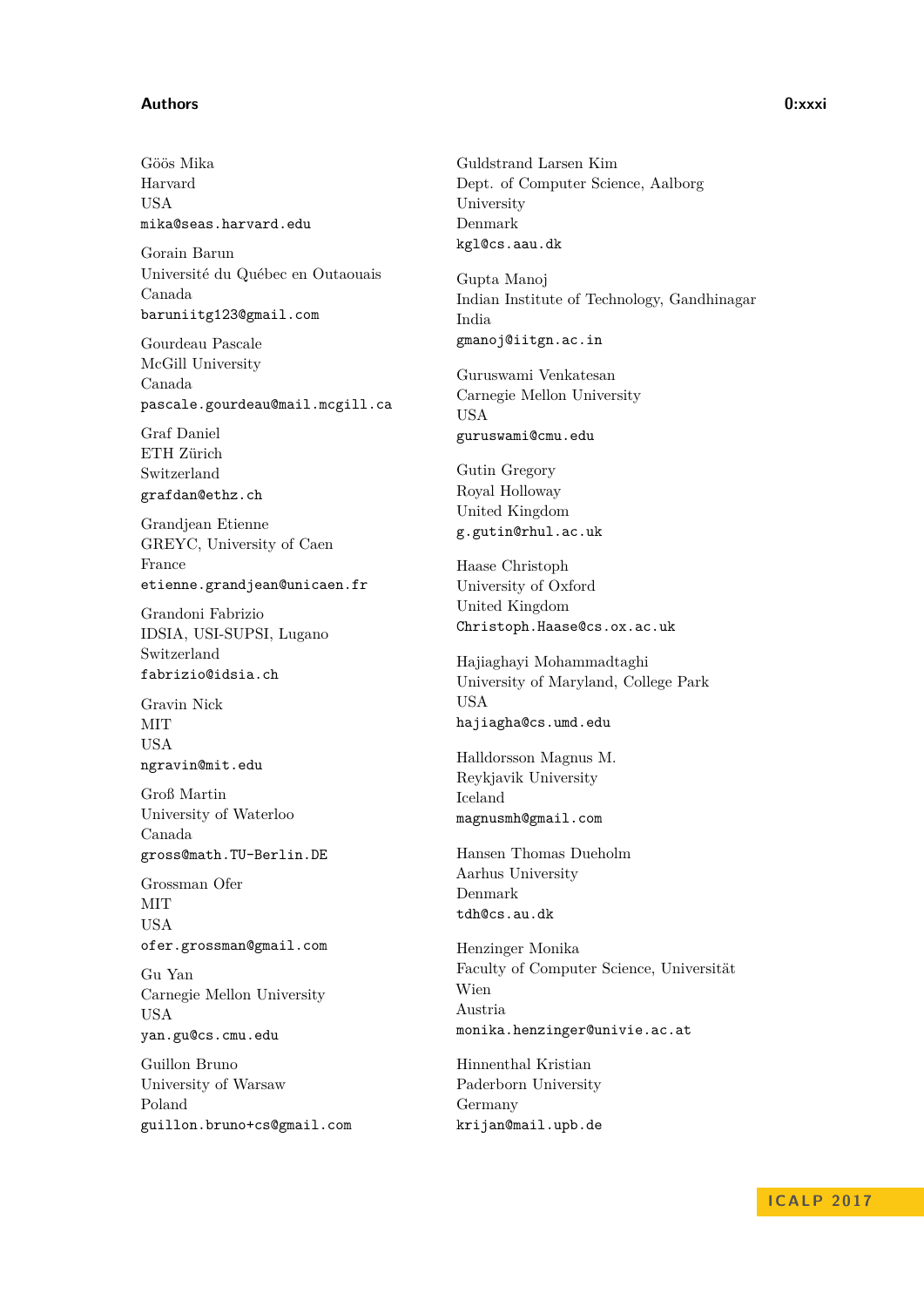Göös Mika
Harvard
USA
mika@seas.harvard.edu

Gorain Barun
Université du Québec en Outaouais
Canada
baruniitg123@gmail.com

Gourdeau Pascale
McGill University
Canada
pascale.gourdeau@mail.mcgill.ca

Graf Daniel
ETH Zürich
Switzerland
grafdan@ethz.ch

Grandjean Etienne
GREYC, University of Caen
France
etienne.grandjean@unicaen.fr

Grandoni Fabrizio
IDSIA, USI-SUPSI, Lugano
Switzerland
fabrizio@idsia.ch

Gravin Nick
MIT
USA
ngravin@mit.edu

Groß Martin
University of Waterloo
Canada
gross@math.TU-Berlin.DE

Grossman Ofer
MIT
USA
ofer.grossman@gmail.com

Gu Yan
Carnegie Mellon University
USA
yan.gu@cs.cmu.edu

Guillon Bruno
University of Warsaw
Poland
guillon.bruno+cs@gmail.com

Guldstrand Larsen Kim
Dept. of Computer Science, Aalborg University
Denmark
kgl@cs.aau.dk

Gupta Manoj
Indian Institute of Technology, Gandhinagar
India
gmanoj@iitgn.ac.in

Guruswami Venkatesan
Carnegie Mellon University
USA
guruswami@cmu.edu

Gutin Gregory
Royal Holloway
United Kingdom
g.gutin@rhul.ac.uk

Haase Christoph
University of Oxford
United Kingdom
Christoph.Haase@cs.ox.ac.uk

Hajiaghayi Mohammadtaghi
University of Maryland, College Park
USA
hajiagha@cs.umd.edu

Halldorsson Magnus M.
Reykjavik University
Iceland
magnusmh@gmail.com

Hansen Thomas Dueholm
Aarhus University
Denmark
tdh@cs.au.dk

Henzinger Monika
Faculty of Computer Science, Universität Wien
Austria
monika.henzinger@univie.ac.at

Hinnenthal Kristian
Paderborn University
Germany
krijan@mail.upb.de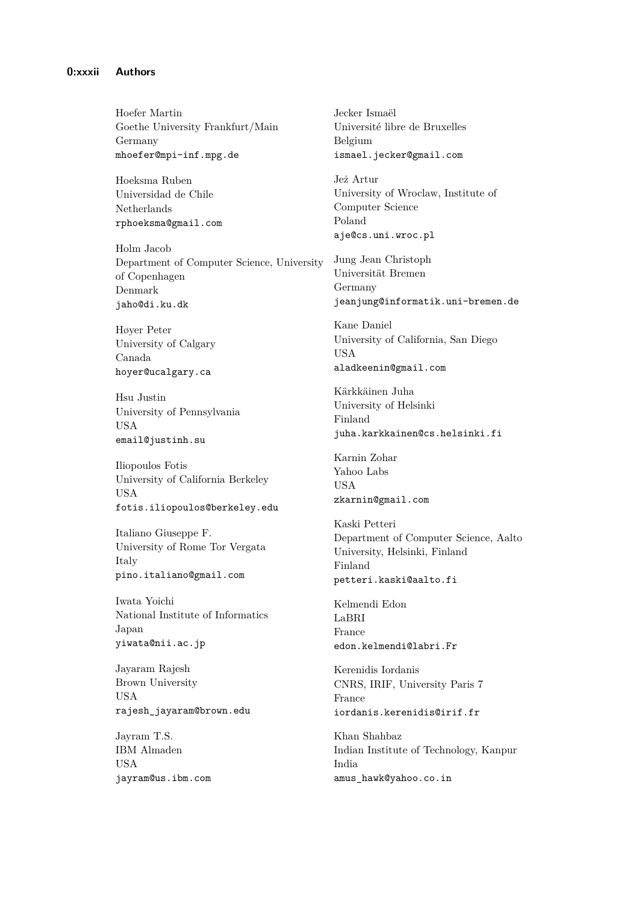Hoefer Martin
Goethe University Frankfurt/Main
Germany
mhoefer@mpi-inf.mpg.de

Hoeksma Ruben
Universidad de Chile
Netherlands
rphoeksma@gmail.com

Holm Jacob
Department of Computer Science, University of Copenhagen
Denmark
jaho@di.ku.dk

Høyer Peter
University of Calgary
Canada
hoyer@ucalgary.ca

Hsu Justin
University of Pennsylvania
USA
email@justinh.su

Iliopoulos Fotis
University of California Berkeley
USA
fotis.iliopoulos@berkeley.edu

Italiano Giuseppe F.
University of Rome Tor Vergata
Italy
pino.italiano@gmail.com

Iwata Yoichi
National Institute of Informatics
Japan
yiwata@nii.ac.jp

Jayaram Rajesh
Brown University
USA
rajesh_jayaram@brown.edu

Jayram T.S.
IBM Almaden
USA
jayram@us.ibm.com

Jecker Ismaël
Université libre de Bruxelles
Belgium
ismael.jecker@gmail.com

Jeż Artur
University of Wroclaw, Institute of Computer Science
Poland
aje@cs.uni.wroc.pl

Jung Jean Christoph
Universität Bremen
Germany
jeanjung@informatik.uni-bremen.de

Kane Daniel
University of California, San Diego
USA
aladkeenin@gmail.com

Kärkkäinen Juha
University of Helsinki
Finland
juha.karkkainen@cs.helsinki.fi

Karnin Zohar
Yahoo Labs
USA
zkarnin@gmail.com

Kaski Petteri
Department of Computer Science, Aalto University, Helsinki, Finland
Finland
petteri.kaski@aalto.fi

Kelmendi Edon
LaBRI
France
edon.kelmendi@labri.Fr

Kerenidis Iordanis
CNRS, IRIF, University Paris 7
France
iordanis.kerenidis@irif.fr

Khan Shahbaz
Indian Institute of Technology, Kanpur
India
amus_hawk@yahoo.co.in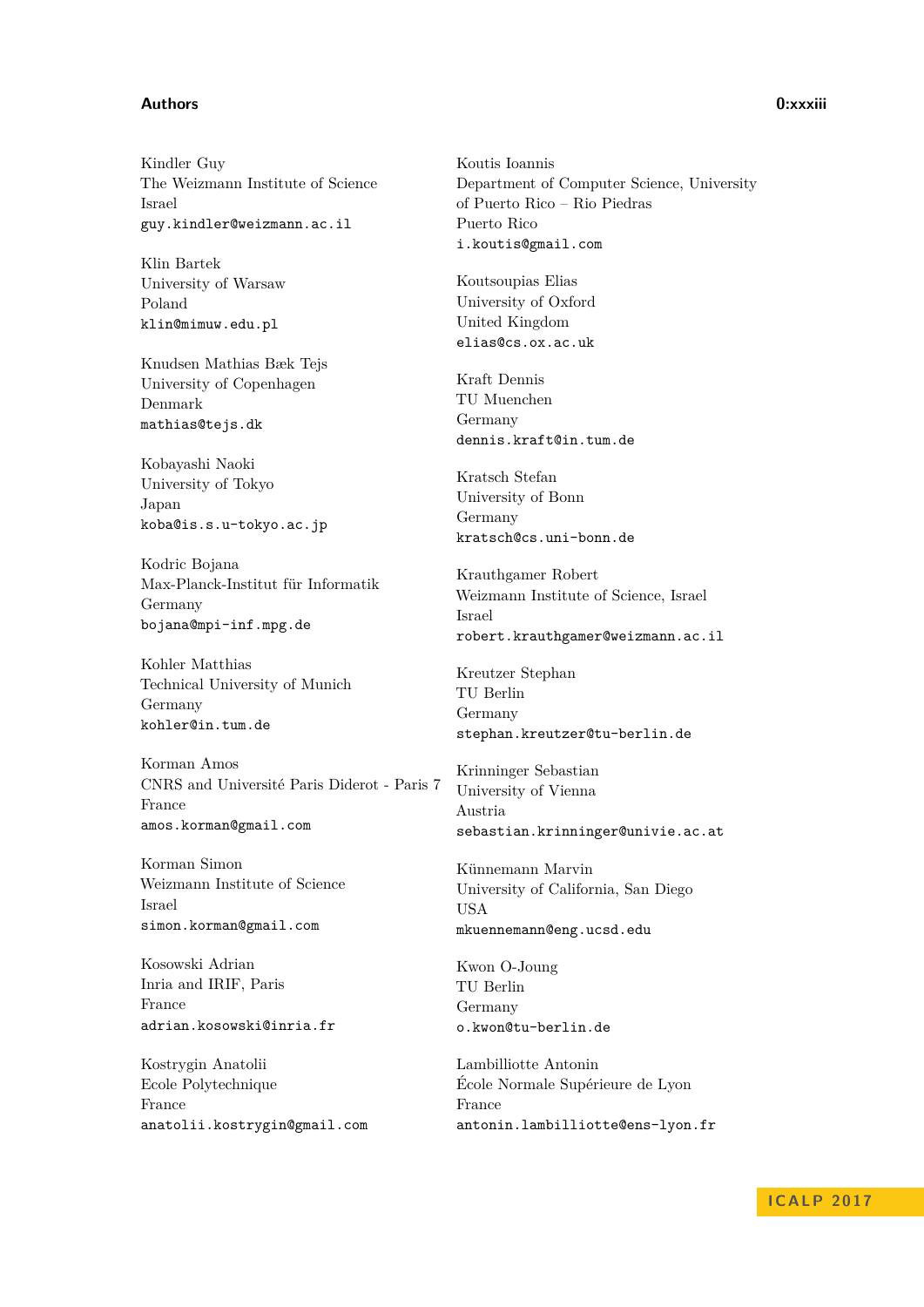Kindler Guy
The Weizmann Institute of Science
Israel
guy.kindler@weizmann.ac.il

Klin Bartek
University of Warsaw
Poland
klin@mimuw.edu.pl

Knudsen Mathias Bæk Tejs
University of Copenhagen
Denmark
mathias@tejs.dk

Kobayashi Naoki
University of Tokyo
Japan
koba@is.s.u-tokyo.ac.jp

Kodric Bojana
Max-Planck-Institut für Informatik
Germany
bojana@mpi-inf.mpg.de

Kohler Matthias
Technical University of Munich
Germany
kohler@in.tum.de

Korman Amos
CNRS and Université Paris Diderot - Paris 7
France
amos.korman@gmail.com

Korman Simon
Weizmann Institute of Science
Israel
simon.korman@gmail.com

Kosowski Adrian
Inria and IRIF, Paris
France
adrian.kosowski@inria.fr

Kostrygin Anatolii
Ecole Polytechnique
France
anatolii.kostrygin@gmail.com

Koutis Ioannis
Department of Computer Science, University of Puerto Rico – Rio Piedras
Puerto Rico
i.koutis@gmail.com

Koutsoupias Elias
University of Oxford
United Kingdom
elias@cs.ox.ac.uk

Kraft Dennis
TU Muenchen
Germany
dennis.kraft@in.tum.de

Kratsch Stefan
University of Bonn
Germany
kratsch@cs.uni-bonn.de

Krauthgamer Robert
Weizmann Institute of Science, Israel
Israel
robert.krauthgamer@weizmann.ac.il

Kreutzer Stephan
TU Berlin
Germany
stephan.kreutzer@tu-berlin.de

Krinninger Sebastian
University of Vienna
Austria
sebastian.krinninger@univie.ac.at

Künnemann Marvin
University of California, San Diego
USA
mkuennemann@eng.ucsd.edu

Kwon O-Joung
TU Berlin
Germany
o.kwon@tu-berlin.de

Lambilliotte Antonin
École Normale Supérieure de Lyon
France
antonin.lambilliotte@ens-lyon.fr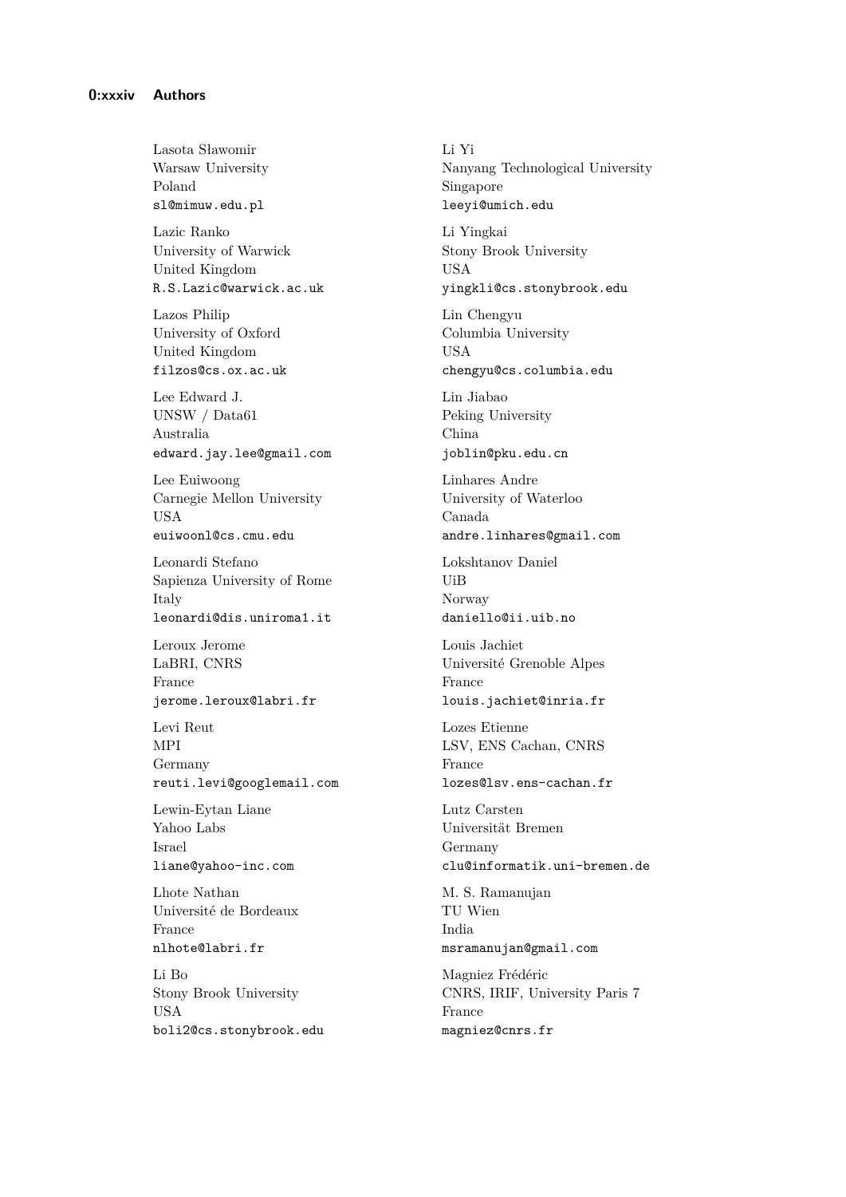Lasota Sławomir
Warsaw University
Poland
sl@mimuw.edu.pl

Lazic Ranko
University of Warwick
United Kingdom
R.S.Lazic@warwick.ac.uk

Lazos Philip
University of Oxford
United Kingdom
filzos@cs.ox.ac.uk

Lee Edward J.
UNSW / Data61
Australia
edward.jay.lee@gmail.com

Lee Euiwoong
Carnegie Mellon University
USA
euiwoonl@cs.cmu.edu

Leonardi Stefano
Sapienza University of Rome
Italy
leonardi@dis.uniroma1.it

Leroux Jerome
LaBRI, CNRS
France
jerome.leroux@labri.fr

Levi Reut
MPI
Germany
reuti.levi@googlemail.com

Lewin-Eytan Liane
Yahoo Labs
Israel
liane@yahoo-inc.com

Lhote Nathan
Université de Bordeaux
France
nlhote@labri.fr

Li Bo
Stony Brook University
USA
boli2@cs.stonybrook.edu

Li Yi
Nanyang Technological University
Singapore
leeyi@umich.edu

Li Yingkai
Stony Brook University
USA
yingkli@cs.stonybrook.edu

Lin Chengyu
Columbia University
USA
chengyu@cs.columbia.edu

Lin Jiabao
Peking University
China
joblin@pku.edu.cn

Linhares Andre
University of Waterloo
Canada
andre.linhares@gmail.com

Lokshtanov Daniel
UiB
Norway
daniello@ii.uib.no

Louis Jachiet
Université Grenoble Alpes
France
louis.jachiet@inria.fr

Lozes Etienne
LSV, ENS Cachan, CNRS
France
lozes@lsv.ens-cachan.fr

Lutz Carsten
Universität Bremen
Germany
clu@informatik.uni-bremen.de

M. S. Ramanujan
TU Wien
India
msramanujan@gmail.com

Magniez Frédéric
CNRS, IRIF, University Paris 7
France
magniez@cnrs.fr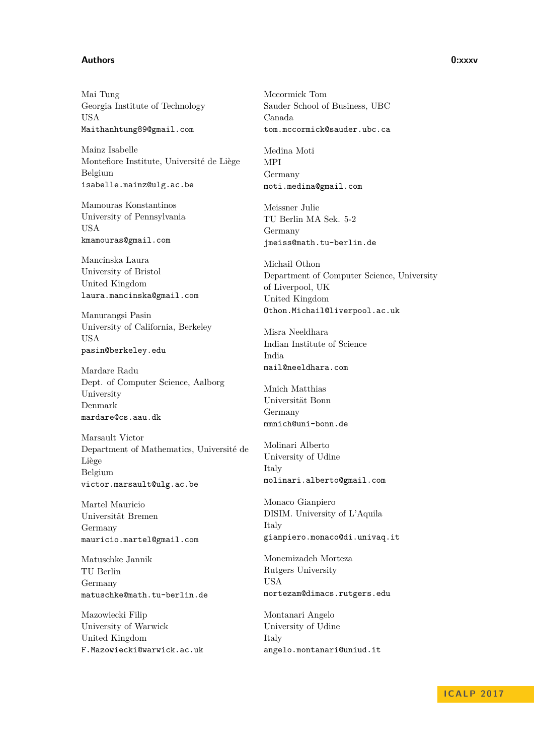Mai Tung
Georgia Institute of Technology
USA
Maithanhtung89@gmail.com

Mainz Isabelle
Montefiore Institute, Université de Liège
Belgium
isabelle.mainz@ulg.ac.be

Mamouras Konstantinos
University of Pennsylvania
USA
kmamouras@gmail.com

Mancinska Laura
University of Bristol
United Kingdom
laura.mancinska@gmail.com

Manurangsi Pasin
University of California, Berkeley
USA
pasin@berkeley.edu

Mardare Radu
Dept. of Computer Science, Aalborg University
Denmark
mardare@cs.aau.dk

Marsault Victor
Department of Mathematics, Université de Liège
Belgium
victor.marsault@ulg.ac.be

Martel Mauricio
Universität Bremen
Germany
mauricio.martel@gmail.com

Matuschke Jannik
TU Berlin
Germany
matuschke@math.tu-berlin.de

Mazowiecki Filip
University of Warwick
United Kingdom
F.Mazowiecki@warwick.ac.uk

Mccormick Tom
Sauder School of Business, UBC
Canada
tom.mccormick@sauder.ubc.ca

Medina Moti
MPI
Germany
moti.medina@gmail.com

Meissner Julie
TU Berlin MA Sek. 5-2
Germany
jmeiss@math.tu-berlin.de

Michail Othon
Department of Computer Science, University of Liverpool, UK
United Kingdom
Othon.Michail@liverpool.ac.uk

Misra Neeldhara
Indian Institute of Science
India
mail@neeldhara.com

Mnich Matthias
Universität Bonn
Germany
mmnich@uni-bonn.de

Molinari Alberto
University of Udine
Italy
molinari.alberto@gmail.com

Monaco Gianpiero
DISIM. University of L'Aquila
Italy
gianpiero.monaco@di.univaq.it

Monemizadeh Morteza
Rutgers University
USA
mortezam@dimacs.rutgers.edu

Montanari Angelo
University of Udine
Italy
angelo.montanari@uniud.it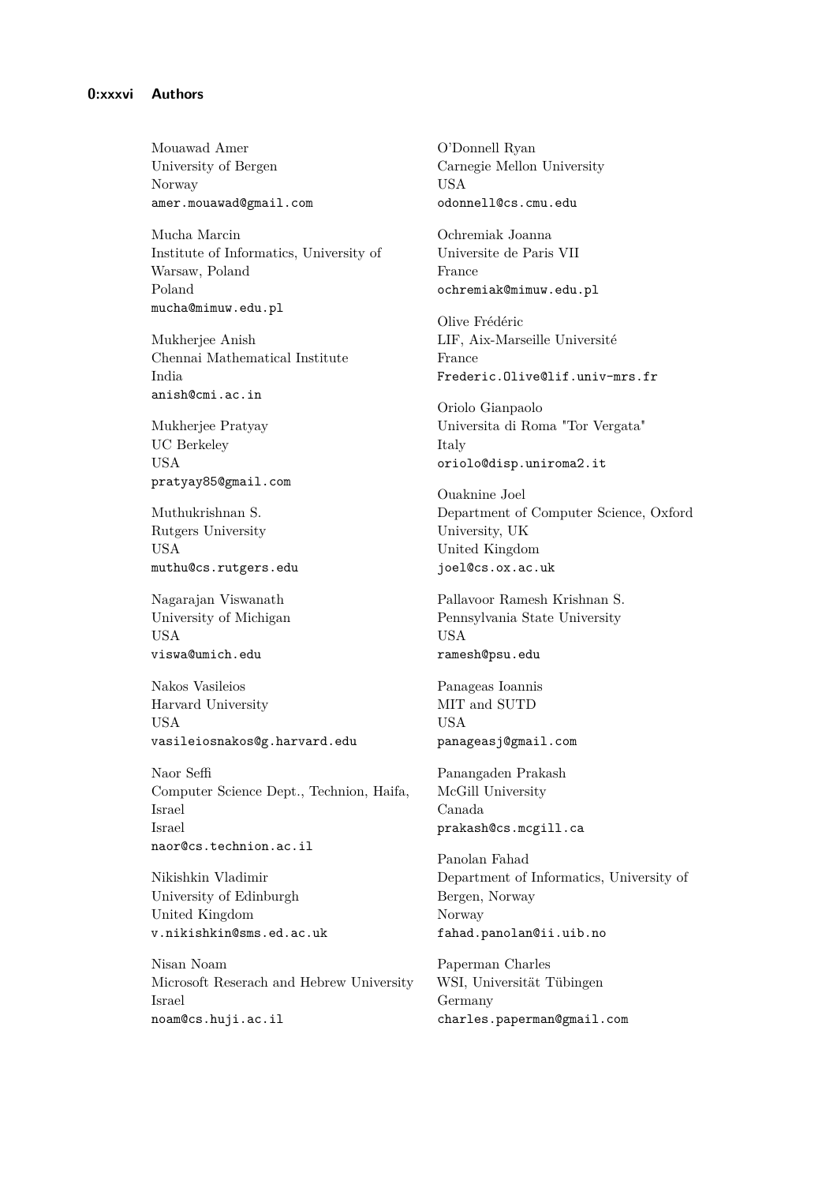Mouawad Amer
University of Bergen
Norway
amer.mouawad@gmail.com

Mucha Marcin
Institute of Informatics, University of Warsaw, Poland
Poland
mucha@mimuw.edu.pl

Mukherjee Anish
Chennai Mathematical Institute
India
anish@cmi.ac.in

Mukherjee Pratyay
UC Berkeley
USA
pratyay85@gmail.com

Muthukrishnan S.
Rutgers University
USA
muthu@cs.rutgers.edu

Nagarajan Viswanath
University of Michigan
USA
viswa@umich.edu

Nakos Vasileios
Harvard University
USA
vasileiosnakos@g.harvard.edu

Naor Seffi
Computer Science Dept., Technion, Haifa, Israel
Israel
naor@cs.technion.ac.il

Nikishkin Vladimir
University of Edinburgh
United Kingdom
v.nikishkin@sms.ed.ac.uk

Nisan Noam
Microsoft Reserach and Hebrew University
Israel
noam@cs.huji.ac.il

O'Donnell Ryan
Carnegie Mellon University
USA
odonnell@cs.cmu.edu

Ochremiak Joanna
Universite de Paris VII
France
ochremiak@mimuw.edu.pl

Olive Frédéric
LIF, Aix-Marseille Université
France
Frederic.Olive@lif.univ-mrs.fr

Oriolo Gianpaolo
Universita di Roma "Tor Vergata"
Italy
oriolo@disp.uniroma2.it

Ouaknine Joel
Department of Computer Science, Oxford University, UK
United Kingdom
joel@cs.ox.ac.uk

Pallavoor Ramesh Krishnan S.
Pennsylvania State University
USA
ramesh@psu.edu

Panageas Ioannis
MIT and SUTD
USA
panageasj@gmail.com

Panangaden Prakash
McGill University
Canada
prakash@cs.mcgill.ca

Panolan Fahad
Department of Informatics, University of Bergen, Norway
Norway
fahad.panolan@ii.uib.no

Paperman Charles
WSI, Universität Tübingen
Germany
charles.paperman@gmail.com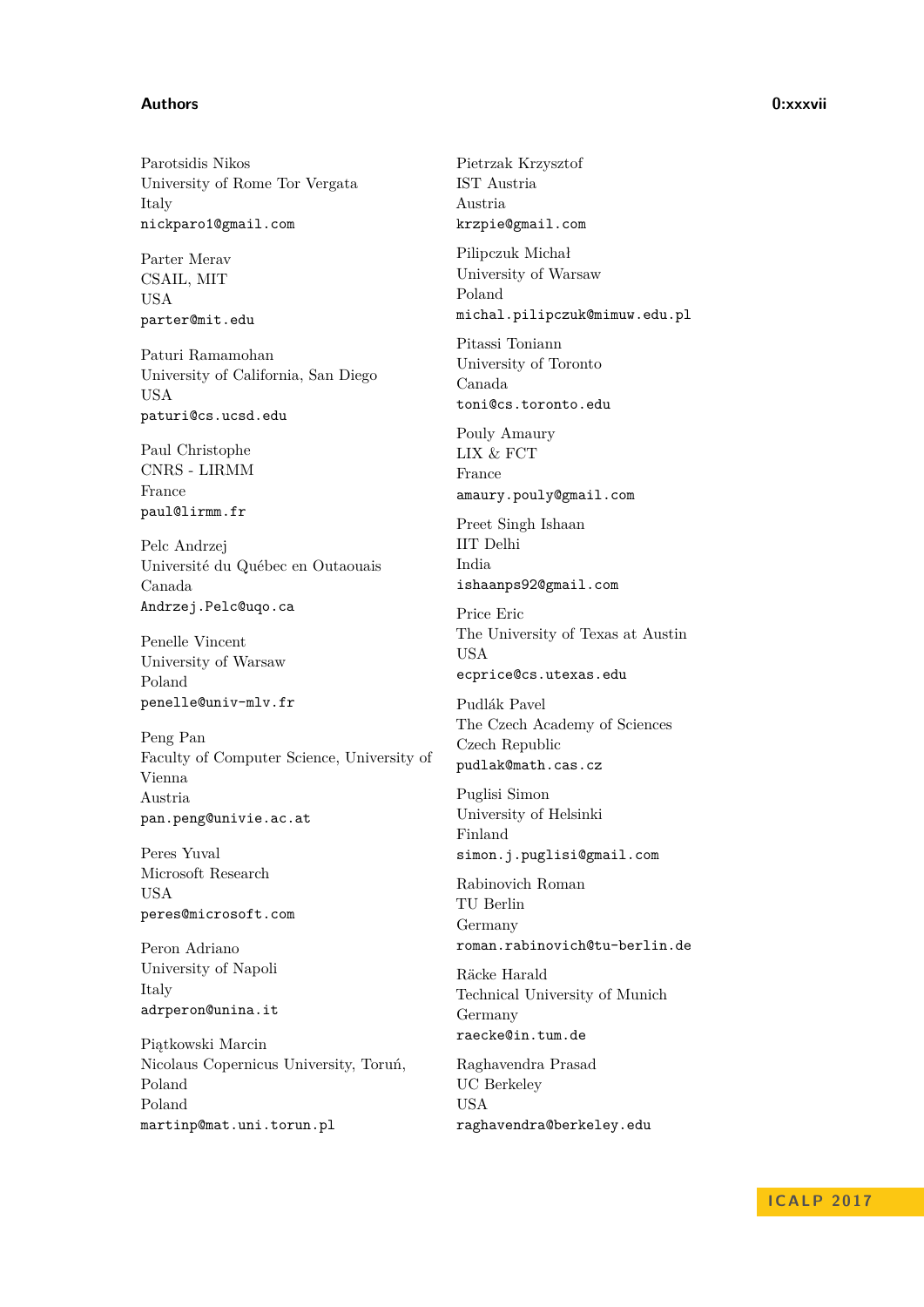Parotsidis Nikos
University of Rome Tor Vergata
Italy
nickparo1@gmail.com

Parter Merav
CSAIL, MIT
USA
parter@mit.edu

Paturi Ramamohan
University of California, San Diego
USA
paturi@cs.ucsd.edu

Paul Christophe
CNRS - LIRMM
France
paul@lirmm.fr

Pelc Andrzej
Université du Québec en Outaouais
Canada
Andrzej.Pelc@uqo.ca

Penelle Vincent
University of Warsaw
Poland
penelle@univ-mlv.fr

Peng Pan
Faculty of Computer Science, University of Vienna
Austria
pan.peng@univie.ac.at

Peres Yuval
Microsoft Research
USA
peres@microsoft.com

Peron Adriano
University of Napoli
Italy
adrperon@unina.it

Piątkowski Marcin
Nicolaus Copernicus University, Toruń, Poland
Poland
martinp@mat.uni.torun.pl

Pietrzak Krzysztof
IST Austria
Austria
krzpie@gmail.com

Pilipczuk Michał
University of Warsaw
Poland
michal.pilipczuk@mimuw.edu.pl

Pitassi Toniann
University of Toronto
Canada
toni@cs.toronto.edu

Pouly Amaury
LIX & FCT
France
amaury.pouly@gmail.com

Preet Singh Ishaan
IIT Delhi
India
ishaanps92@gmail.com

Price Eric
The University of Texas at Austin
USA
ecprice@cs.utexas.edu

Pudlák Pavel
The Czech Academy of Sciences
Czech Republic
pudlak@math.cas.cz

Puglisi Simon
University of Helsinki
Finland
simon.j.puglisi@gmail.com

Rabinovich Roman
TU Berlin
Germany
roman.rabinovich@tu-berlin.de

Räcke Harald
Technical University of Munich
Germany
raecke@in.tum.de

Raghavendra Prasad
UC Berkeley
USA
raghavendra@berkeley.edu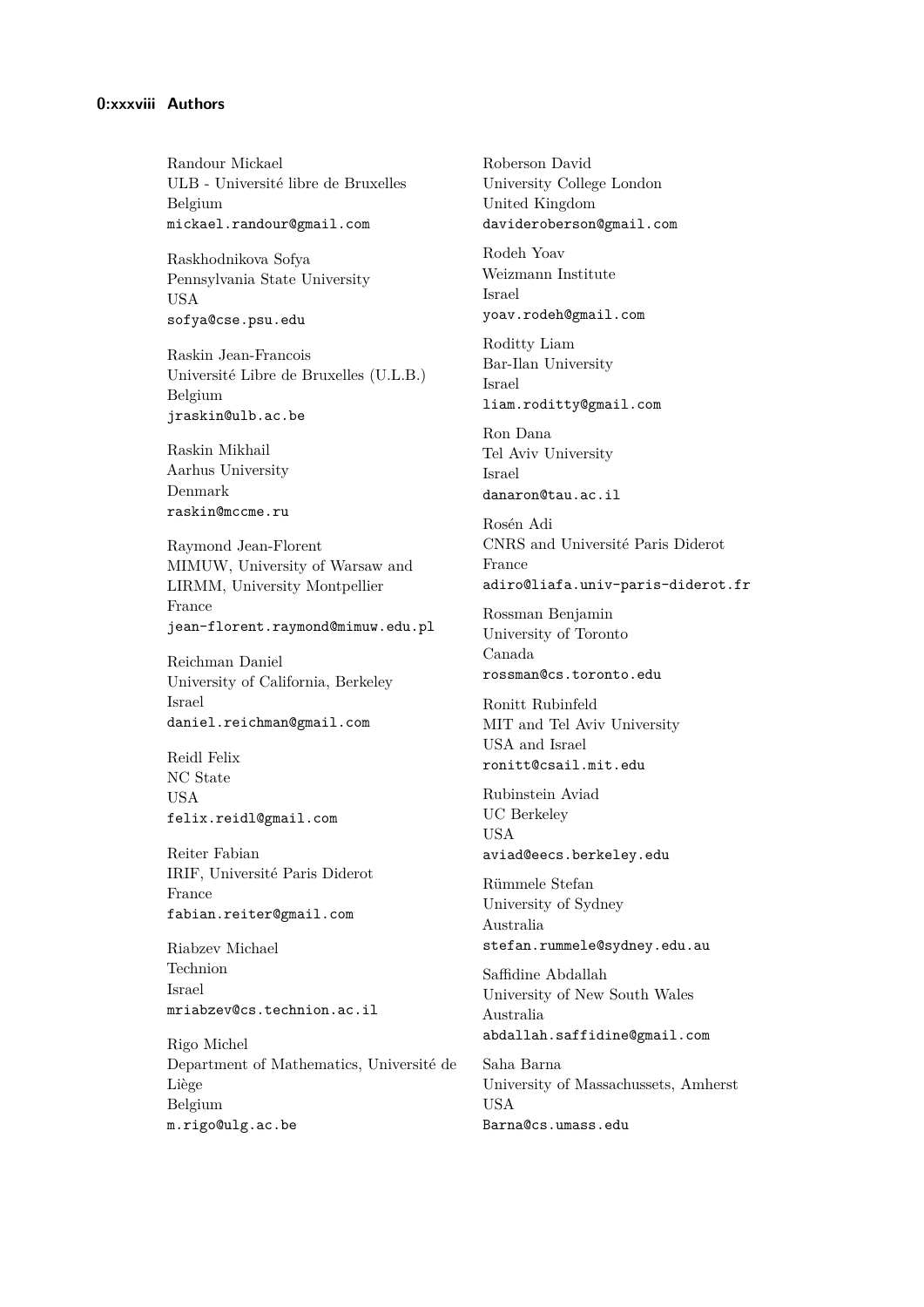Randour Mickael
ULB - Université libre de Bruxelles
Belgium
mickael.randour@gmail.com

Raskhodnikova Sofya
Pennsylvania State University
USA
sofya@cse.psu.edu

Raskin Jean-Francois
Université Libre de Bruxelles (U.L.B.)
Belgium
jraskin@ulb.ac.be

Raskin Mikhail
Aarhus University
Denmark
raskin@mccme.ru

Raymond Jean-Florent
MIMUW, University of Warsaw and LIRMM, University Montpellier
France
jean-florent.raymond@mimuw.edu.pl

Reichman Daniel
University of California, Berkeley
Israel
daniel.reichman@gmail.com

Reidl Felix
NC State
USA
felix.reidl@gmail.com

Reiter Fabian
IRIF, Université Paris Diderot
France
fabian.reiter@gmail.com

Riabzev Michael
Technion
Israel
mriabzev@cs.technion.ac.il

Rigo Michel
Department of Mathematics, Université de Liège
Belgium
m.rigo@ulg.ac.be

Roberson David
University College London
United Kingdom
davideroberson@gmail.com

Rodeh Yoav
Weizmann Institute
Israel
yoav.rodeh@gmail.com

Roditty Liam
Bar-Ilan University
Israel
liam.roditty@gmail.com

Ron Dana
Tel Aviv University
Israel
danaron@tau.ac.il

Rosén Adi
CNRS and Université Paris Diderot
France
adiro@liafa.univ-paris-diderot.fr

Rossman Benjamin
University of Toronto
Canada
rossman@cs.toronto.edu

Ronitt Rubinfeld
MIT and Tel Aviv University
USA and Israel
ronitt@csail.mit.edu

Rubinstein Aviad
UC Berkeley
USA
aviad@eecs.berkeley.edu

Rümmele Stefan
University of Sydney
Australia
stefan.rummele@sydney.edu.au

Saffidine Abdallah
University of New South Wales
Australia
abdallah.saffidine@gmail.com

Saha Barna
University of Massachussets, Amherst
USA
Barna@cs.umass.edu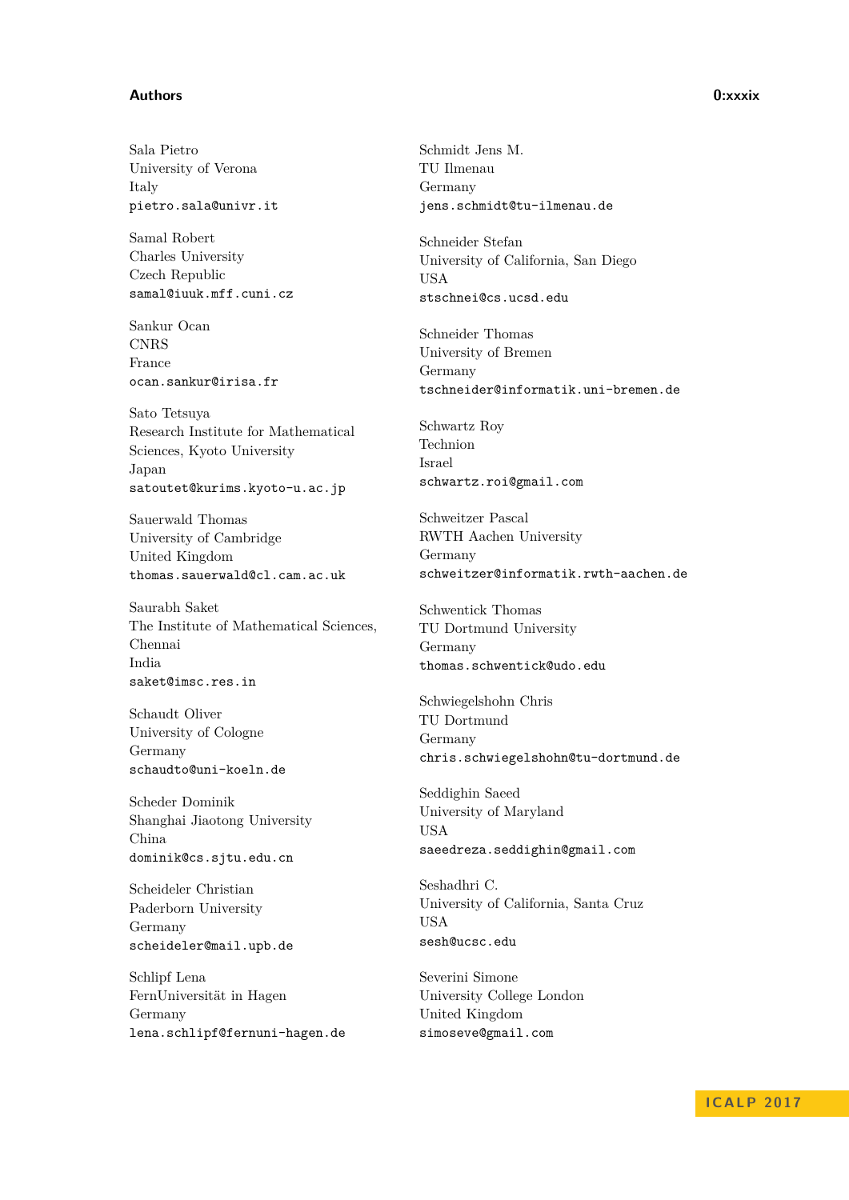Sala Pietro
University of Verona
Italy
pietro.sala@univr.it

Samal Robert
Charles University
Czech Republic
samal@iuuk.mff.cuni.cz

Sankur Ocan
CNRS
France
ocan.sankur@irisa.fr

Sato Tetsuya
Research Institute for Mathematical Sciences, Kyoto University
Japan
satoutet@kurims.kyoto-u.ac.jp

Sauerwald Thomas
University of Cambridge
United Kingdom
thomas.sauerwald@cl.cam.ac.uk

Saurabh Saket
The Institute of Mathematical Sciences, Chennai
India
saket@imsc.res.in

Schaudt Oliver
University of Cologne
Germany
schaudto@uni-koeln.de

Scheder Dominik
Shanghai Jiaotong University
China
dominik@cs.sjtu.edu.cn

Scheideler Christian
Paderborn University
Germany
scheideler@mail.upb.de

Schlipf Lena
FernUniversität in Hagen
Germany
lena.schlipf@fernuni-hagen.de

Schmidt Jens M.
TU Ilmenau
Germany
jens.schmidt@tu-ilmenau.de

Schneider Stefan
University of California, San Diego
USA
stschnei@cs.ucsd.edu

Schneider Thomas
University of Bremen
Germany
tschneider@informatik.uni-bremen.de

Schwartz Roy
Technion
Israel
schwartz.roi@gmail.com

Schweitzer Pascal
RWTH Aachen University
Germany
schweitzer@informatik.rwth-aachen.de

Schwentick Thomas
TU Dortmund University
Germany
thomas.schwentick@udo.edu

Schwiegelshohn Chris
TU Dortmund
Germany
chris.schwiegelshohn@tu-dortmund.de

Seddighin Saeed
University of Maryland
USA
saeedreza.seddighin@gmail.com

Seshadhri C.
University of California, Santa Cruz
USA
sesh@ucsc.edu

Severini Simone
University College London
United Kingdom
simoseve@gmail.com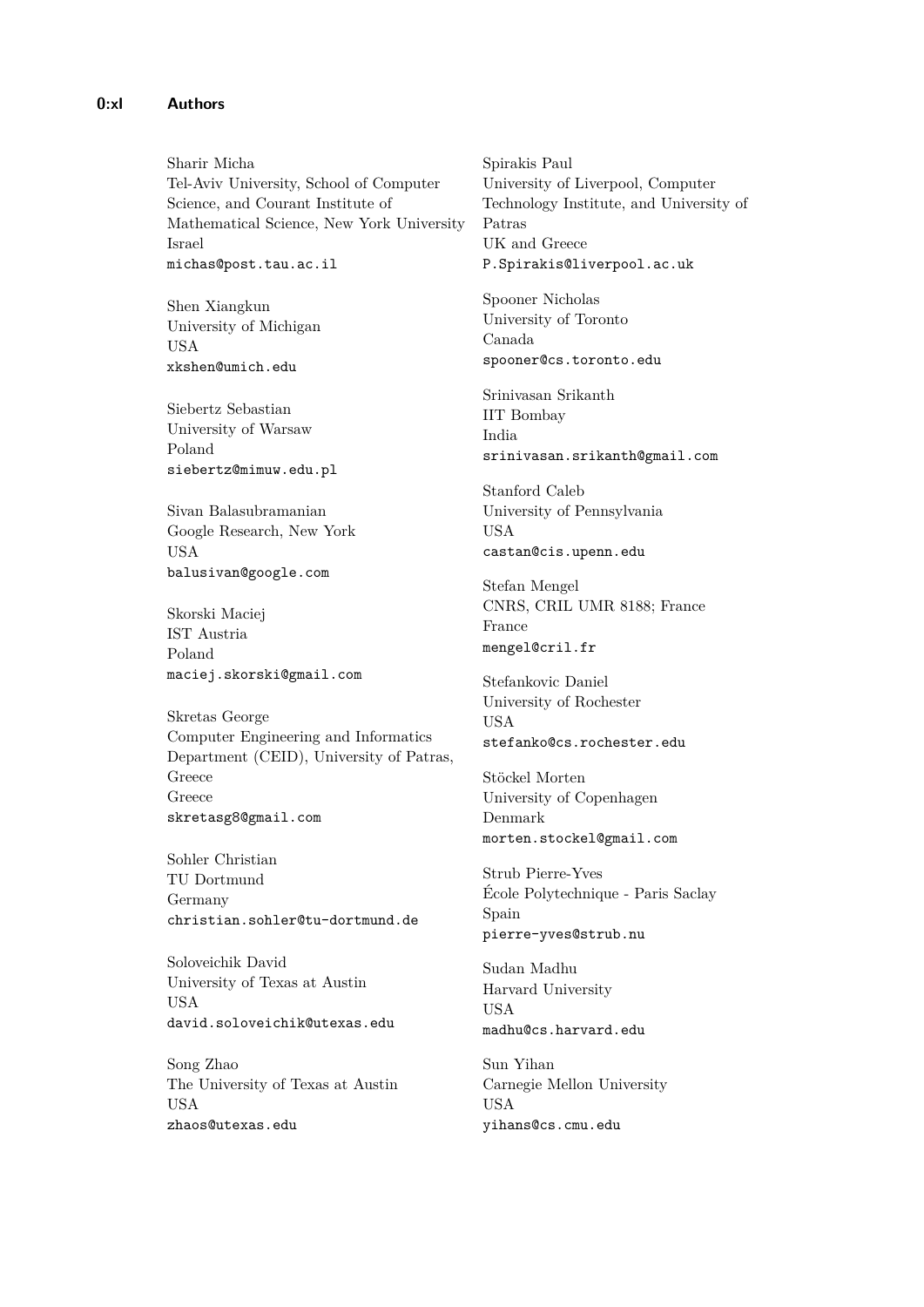Sharir Micha
Tel-Aviv University, School of Computer Science, and Courant Institute of Mathematical Science, New York University
Israel
michas@post.tau.ac.il

Shen Xiangkun
University of Michigan
USA
xkshen@umich.edu

Siebertz Sebastian
University of Warsaw
Poland
siebertz@mimuw.edu.pl

Sivan Balasubramanian
Google Research, New York
USA
balusivan@google.com

Skorski Maciej
IST Austria
Poland
maciej.skorski@gmail.com

Skretas George
Computer Engineering and Informatics Department (CEID), University of Patras, Greece
Greece
skretasg8@gmail.com

Sohler Christian
TU Dortmund
Germany
christian.sohler@tu-dortmund.de

Soloveichik David
University of Texas at Austin
USA
david.soloveichik@utexas.edu

Song Zhao
The University of Texas at Austin
USA
zhaos@utexas.edu

Spirakis Paul
University of Liverpool, Computer Technology Institute, and University of Patras
UK and Greece
P.Spirakis@liverpool.ac.uk

Spooner Nicholas
University of Toronto
Canada
spooner@cs.toronto.edu

Srinivasan Srikanth
IIT Bombay
India
srinivasan.srikanth@gmail.com

Stanford Caleb
University of Pennsylvania
USA
castan@cis.upenn.edu

Stefan Mengel
CNRS, CRIL UMR 8188; France
France
mengel@cril.fr

Stefankovic Daniel
University of Rochester
USA
stefanko@cs.rochester.edu

Stöckel Morten
University of Copenhagen
Denmark
morten.stockel@gmail.com

Strub Pierre-Yves
École Polytechnique - Paris Saclay
Spain
pierre-yves@strub.nu

Sudan Madhu
Harvard University
USA
madhu@cs.harvard.edu

Sun Yihan
Carnegie Mellon University
USA
yihans@cs.cmu.edu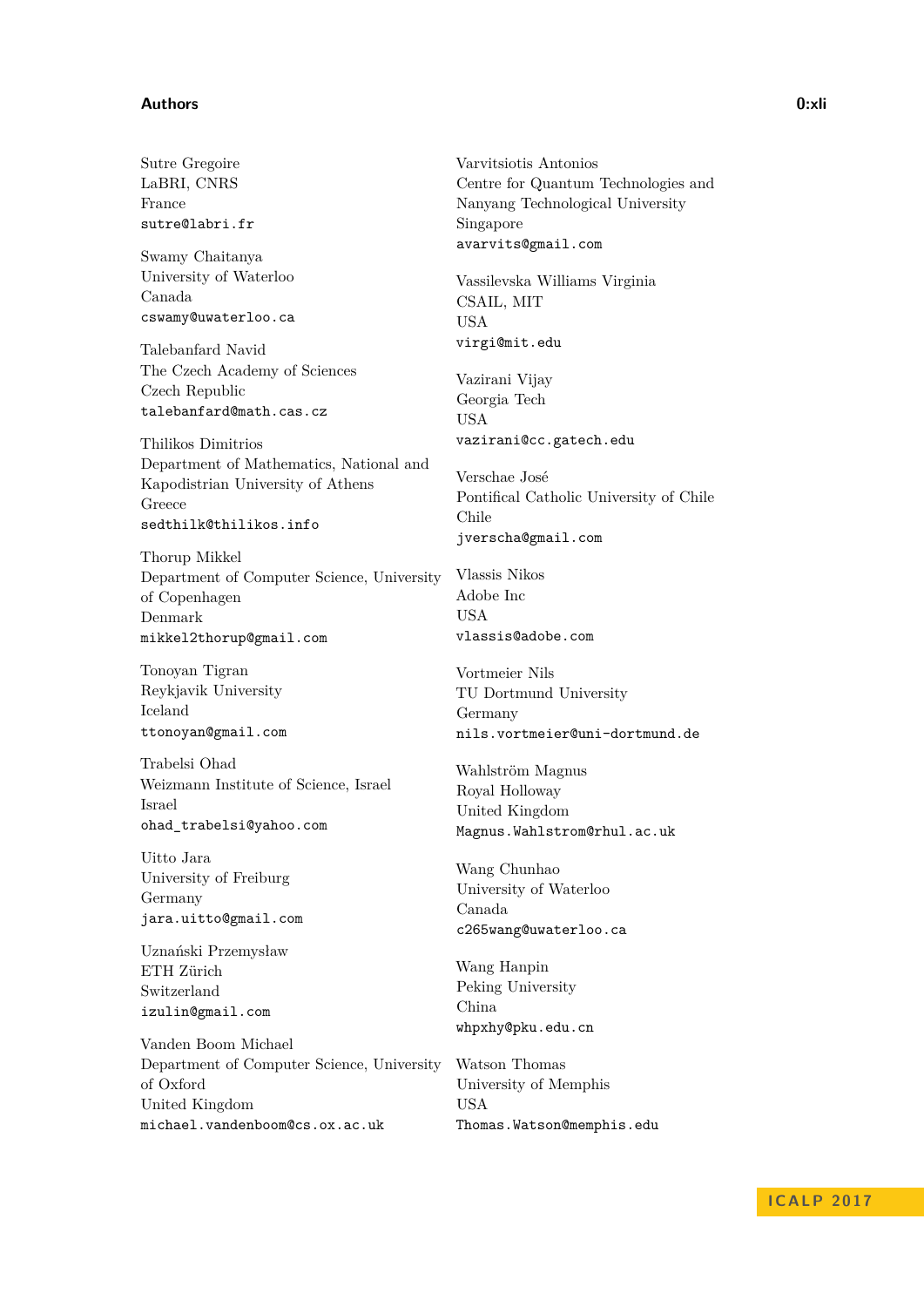Sutre Gregoire
LaBRI, CNRS
France
sutre@labri.fr

Swamy Chaitanya
University of Waterloo
Canada
cswamy@uwaterloo.ca

Talebanfard Navid
The Czech Academy of Sciences
Czech Republic
talebanfard@math.cas.cz

Thilikos Dimitrios
Department of Mathematics, National and Kapodistrian University of Athens
Greece
sedthilk@thilikos.info

Thorup Mikkel
Department of Computer Science, University of Copenhagen
Denmark
mikkel2thorup@gmail.com

Tonoyan Tigran
Reykjavik University
Iceland
ttonoyan@gmail.com

Trabelsi Ohad
Weizmann Institute of Science, Israel
Israel
ohad_trabelsi@yahoo.com

Uitto Jara
University of Freiburg
Germany
jara.uitto@gmail.com

Uznański Przemysław
ETH Zürich
Switzerland
izulin@gmail.com

Vanden Boom Michael
Department of Computer Science, University of Oxford
United Kingdom
michael.vandenboom@cs.ox.ac.uk

Varvitsiotis Antonios
Centre for Quantum Technologies and Nanyang Technological University
Singapore
avarvits@gmail.com

Vassilevska Williams Virginia
CSAIL, MIT
USA
virgi@mit.edu

Vazirani Vijay
Georgia Tech
USA
vazirani@cc.gatech.edu

Verschae José
Pontifical Catholic University of Chile
Chile
jverscha@gmail.com

Vlassis Nikos
Adobe Inc
USA
vlassis@adobe.com

Vortmeier Nils
TU Dortmund University
Germany
nils.vortmeier@uni-dortmund.de

Wahlström Magnus
Royal Holloway
United Kingdom
Magnus.Wahlstrom@rhul.ac.uk

Wang Chunhao
University of Waterloo
Canada
c265wang@uwaterloo.ca

Wang Hanpin
Peking University
China
whpxhy@pku.edu.cn

Watson Thomas
University of Memphis
USA
Thomas.Watson@memphis.edu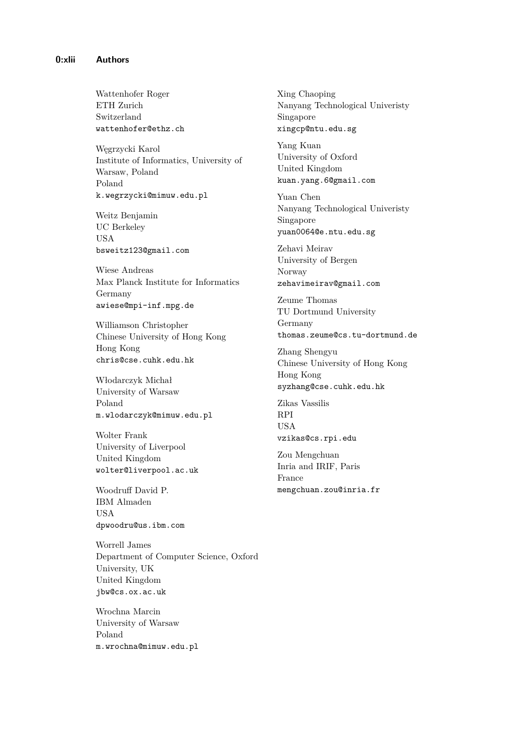Wattenhofer Roger
ETH Zurich
Switzerland
wattenhofer@ethz.ch

Węgrzycki Karol
Institute of Informatics, University of Warsaw, Poland
Poland
k.wegrzycki@mimuw.edu.pl

Weitz Benjamin
UC Berkeley
USA
bsweitz123@gmail.com

Wiese Andreas
Max Planck Institute for Informatics
Germany
awiese@mpi-inf.mpg.de

Williamson Christopher
Chinese University of Hong Kong
Hong Kong
chris@cse.cuhk.edu.hk

Włodarczyk Michał
University of Warsaw
Poland
m.wlodarczyk@mimuw.edu.pl

Wolter Frank
University of Liverpool
United Kingdom
wolter@liverpool.ac.uk

Woodruff David P.
IBM Almaden
USA
dpwoodru@us.ibm.com

Worrell James
Department of Computer Science, Oxford University, UK
United Kingdom
jbw@cs.ox.ac.uk

Wrochna Marcin
University of Warsaw
Poland
m.wrochna@mimuw.edu.pl

Xing Chaoping
Nanyang Technological Univeristy
Singapore
xingcp@ntu.edu.sg

Yang Kuan
University of Oxford
United Kingdom
kuan.yang.6@gmail.com

Yuan Chen
Nanyang Technological Univeristy
Singapore
yuan0064@e.ntu.edu.sg

Zehavi Meirav
University of Bergen
Norway
zehavimeirav@gmail.com

Zeume Thomas
TU Dortmund University
Germany
thomas.zeume@cs.tu-dortmund.de

Zhang Shengyu
Chinese University of Hong Kong
Hong Kong
syzhang@cse.cuhk.edu.hk

Zikas Vassilis
RPI
USA
vzikas@cs.rpi.edu

Zou Mengchuan
Inria and IRIF, Paris
France
mengchuan.zou@inria.fr